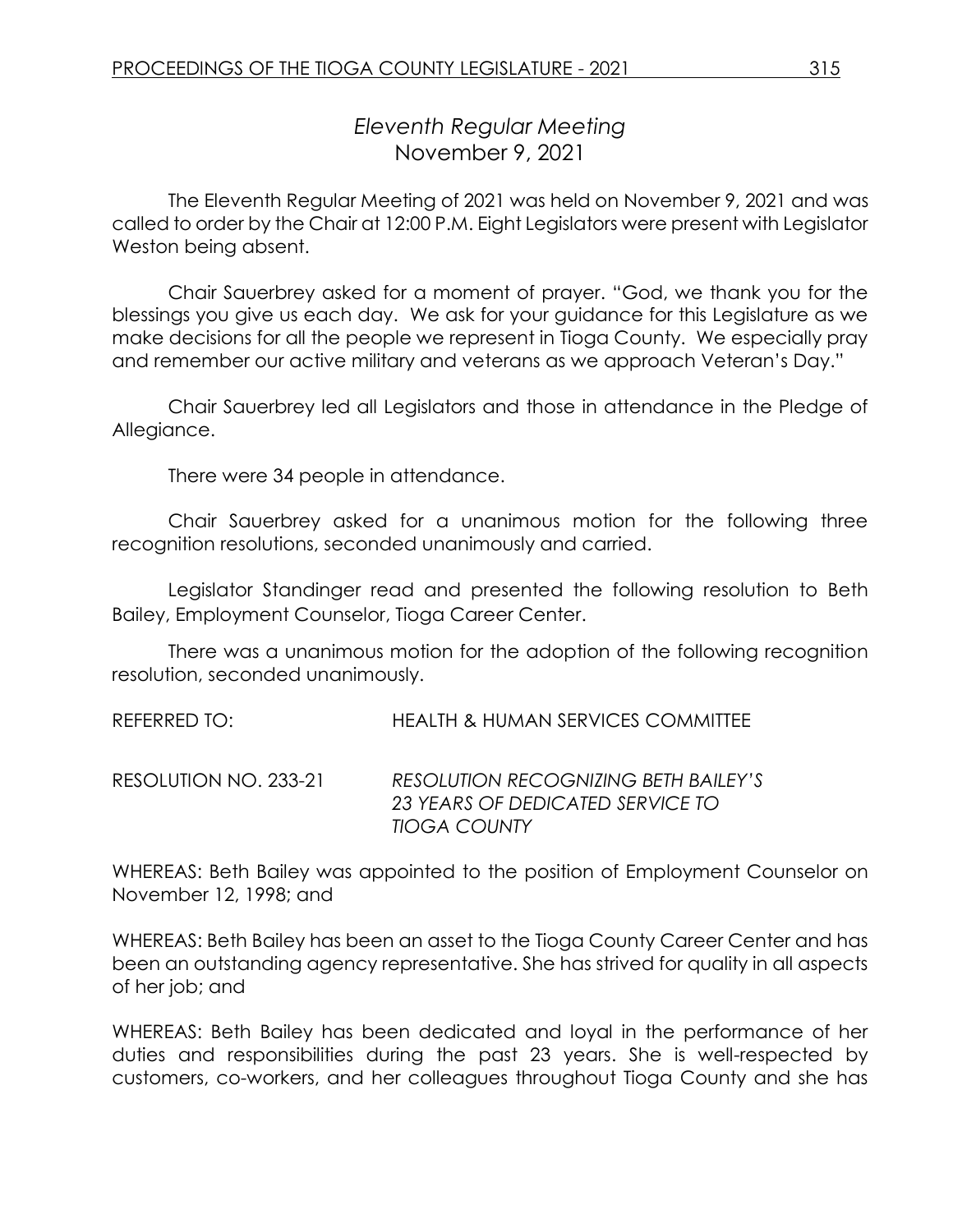# *Eleventh Regular Meeting*
## November 9, 2021

The Eleventh Regular Meeting of 2021 was held on November 9, 2021 and was called to order by the Chair at 12:00 P.M. Eight Legislators were present with Legislator Weston being absent.

Chair Sauerbrey asked for a moment of prayer. "God, we thank you for the blessings you give us each day. We ask for your guidance for this Legislature as we make decisions for all the people we represent in Tioga County. We especially pray and remember our active military and veterans as we approach Veteran's Day."

Chair Sauerbrey led all Legislators and those in attendance in the Pledge of Allegiance.

There were 34 people in attendance.

Chair Sauerbrey asked for a unanimous motion for the following three recognition resolutions, seconded unanimously and carried.

Legislator Standinger read and presented the following resolution to Beth Bailey, Employment Counselor, Tioga Career Center.

There was a unanimous motion for the adoption of the following recognition resolution, seconded unanimously.

REFERRED TO: HEALTH & HUMAN SERVICES COMMITTEE

RESOLUTION NO. 233-21 *RESOLUTION RECOGNIZING BETH BAILEY'S 23 YEARS OF DEDICATED SERVICE TO TIOGA COUNTY*

WHEREAS: Beth Bailey was appointed to the position of Employment Counselor on November 12, 1998; and

WHEREAS: Beth Bailey has been an asset to the Tioga County Career Center and has been an outstanding agency representative. She has strived for quality in all aspects of her job; and

WHEREAS: Beth Bailey has been dedicated and loyal in the performance of her duties and responsibilities during the past 23 years. She is well-respected by customers, co-workers, and her colleagues throughout Tioga County and she has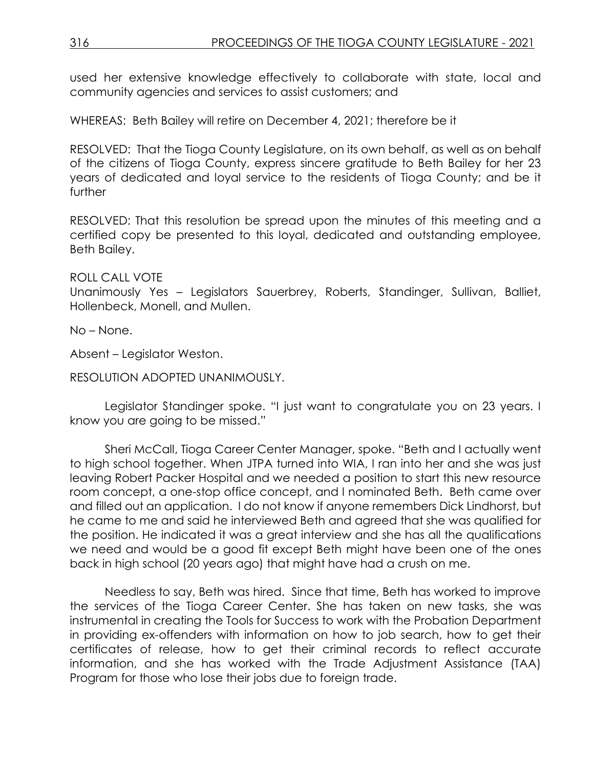used her extensive knowledge effectively to collaborate with state, local and community agencies and services to assist customers; and

WHEREAS: Beth Bailey will retire on December 4, 2021; therefore be it

RESOLVED: That the Tioga County Legislature, on its own behalf, as well as on behalf of the citizens of Tioga County, express sincere gratitude to Beth Bailey for her 23 years of dedicated and loyal service to the residents of Tioga County; and be it further

RESOLVED: That this resolution be spread upon the minutes of this meeting and a certified copy be presented to this loyal, dedicated and outstanding employee, Beth Bailey.

ROLL CALL VOTE
Unanimously Yes – Legislators Sauerbrey, Roberts, Standinger, Sullivan, Balliet, Hollenbeck, Monell, and Mullen.

No – None.

Absent – Legislator Weston.

RESOLUTION ADOPTED UNANIMOUSLY.

Legislator Standinger spoke. "I just want to congratulate you on 23 years. I know you are going to be missed."

Sheri McCall, Tioga Career Center Manager, spoke. "Beth and I actually went to high school together. When JTPA turned into WIA, I ran into her and she was just leaving Robert Packer Hospital and we needed a position to start this new resource room concept, a one-stop office concept, and I nominated Beth. Beth came over and filled out an application. I do not know if anyone remembers Dick Lindhorst, but he came to me and said he interviewed Beth and agreed that she was qualified for the position. He indicated it was a great interview and she has all the qualifications we need and would be a good fit except Beth might have been one of the ones back in high school (20 years ago) that might have had a crush on me.

Needless to say, Beth was hired. Since that time, Beth has worked to improve the services of the Tioga Career Center. She has taken on new tasks, she was instrumental in creating the Tools for Success to work with the Probation Department in providing ex-offenders with information on how to job search, how to get their certificates of release, how to get their criminal records to reflect accurate information, and she has worked with the Trade Adjustment Assistance (TAA) Program for those who lose their jobs due to foreign trade.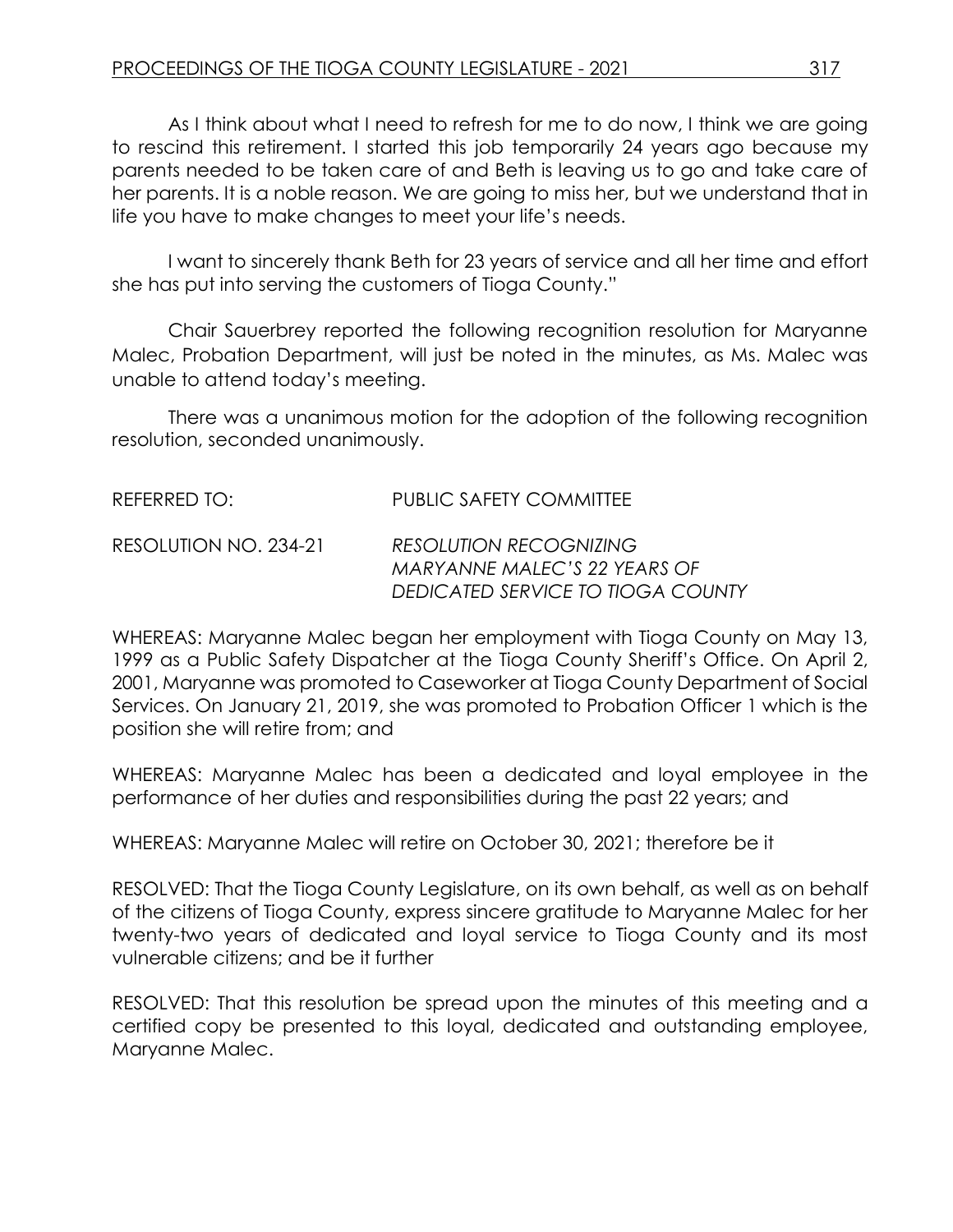As I think about what I need to refresh for me to do now, I think we are going to rescind this retirement. I started this job temporarily 24 years ago because my parents needed to be taken care of and Beth is leaving us to go and take care of her parents. It is a noble reason. We are going to miss her, but we understand that in life you have to make changes to meet your life's needs.

I want to sincerely thank Beth for 23 years of service and all her time and effort she has put into serving the customers of Tioga County."

Chair Sauerbrey reported the following recognition resolution for Maryanne Malec, Probation Department, will just be noted in the minutes, as Ms. Malec was unable to attend today's meeting.

There was a unanimous motion for the adoption of the following recognition resolution, seconded unanimously.

REFERRED TO: PUBLIC SAFETY COMMITTEE

RESOLUTION NO. 234-21 *RESOLUTION RECOGNIZING MARYANNE MALEC'S 22 YEARS OF DEDICATED SERVICE TO TIOGA COUNTY*

WHEREAS: Maryanne Malec began her employment with Tioga County on May 13, 1999 as a Public Safety Dispatcher at the Tioga County Sheriff's Office. On April 2, 2001, Maryanne was promoted to Caseworker at Tioga County Department of Social Services. On January 21, 2019, she was promoted to Probation Officer 1 which is the position she will retire from; and

WHEREAS: Maryanne Malec has been a dedicated and loyal employee in the performance of her duties and responsibilities during the past 22 years; and

WHEREAS: Maryanne Malec will retire on October 30, 2021; therefore be it

RESOLVED: That the Tioga County Legislature, on its own behalf, as well as on behalf of the citizens of Tioga County, express sincere gratitude to Maryanne Malec for her twenty-two years of dedicated and loyal service to Tioga County and its most vulnerable citizens; and be it further

RESOLVED: That this resolution be spread upon the minutes of this meeting and a certified copy be presented to this loyal, dedicated and outstanding employee, Maryanne Malec.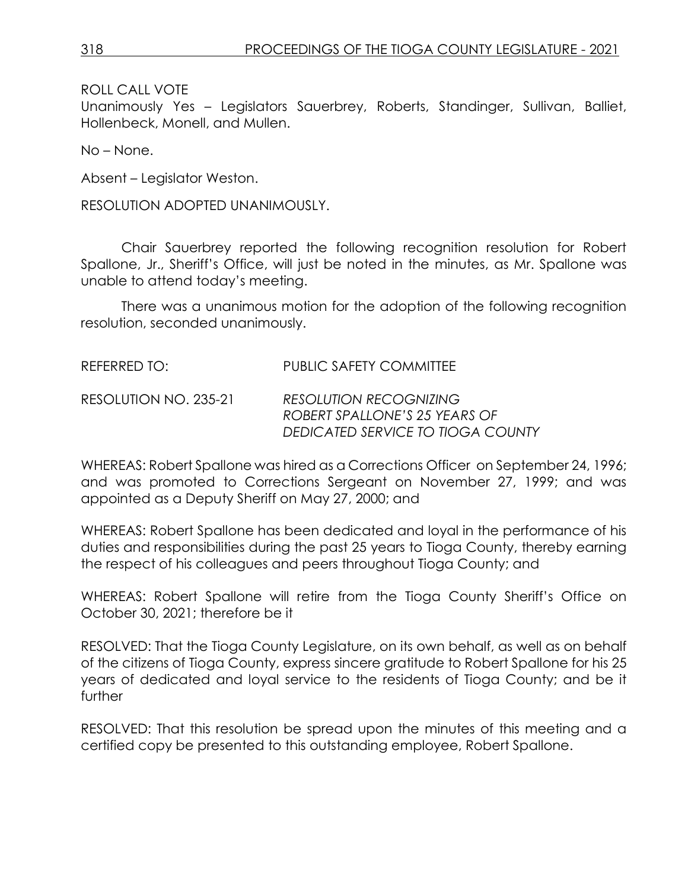ROLL CALL VOTE
Unanimously Yes – Legislators Sauerbrey, Roberts, Standinger, Sullivan, Balliet, Hollenbeck, Monell, and Mullen.

No – None.

Absent – Legislator Weston.

RESOLUTION ADOPTED UNANIMOUSLY.

Chair Sauerbrey reported the following recognition resolution for Robert Spallone, Jr., Sheriff's Office, will just be noted in the minutes, as Mr. Spallone was unable to attend today's meeting.

There was a unanimous motion for the adoption of the following recognition resolution, seconded unanimously.

REFERRED TO: PUBLIC SAFETY COMMITTEE

RESOLUTION NO. 235-21 *RESOLUTION RECOGNIZING ROBERT SPALLONE'S 25 YEARS OF DEDICATED SERVICE TO TIOGA COUNTY*

WHEREAS: Robert Spallone was hired as a Corrections Officer on September 24, 1996; and was promoted to Corrections Sergeant on November 27, 1999; and was appointed as a Deputy Sheriff on May 27, 2000; and

WHEREAS: Robert Spallone has been dedicated and loyal in the performance of his duties and responsibilities during the past 25 years to Tioga County, thereby earning the respect of his colleagues and peers throughout Tioga County; and

WHEREAS: Robert Spallone will retire from the Tioga County Sheriff's Office on October 30, 2021; therefore be it

RESOLVED: That the Tioga County Legislature, on its own behalf, as well as on behalf of the citizens of Tioga County, express sincere gratitude to Robert Spallone for his 25 years of dedicated and loyal service to the residents of Tioga County; and be it further

RESOLVED: That this resolution be spread upon the minutes of this meeting and a certified copy be presented to this outstanding employee, Robert Spallone.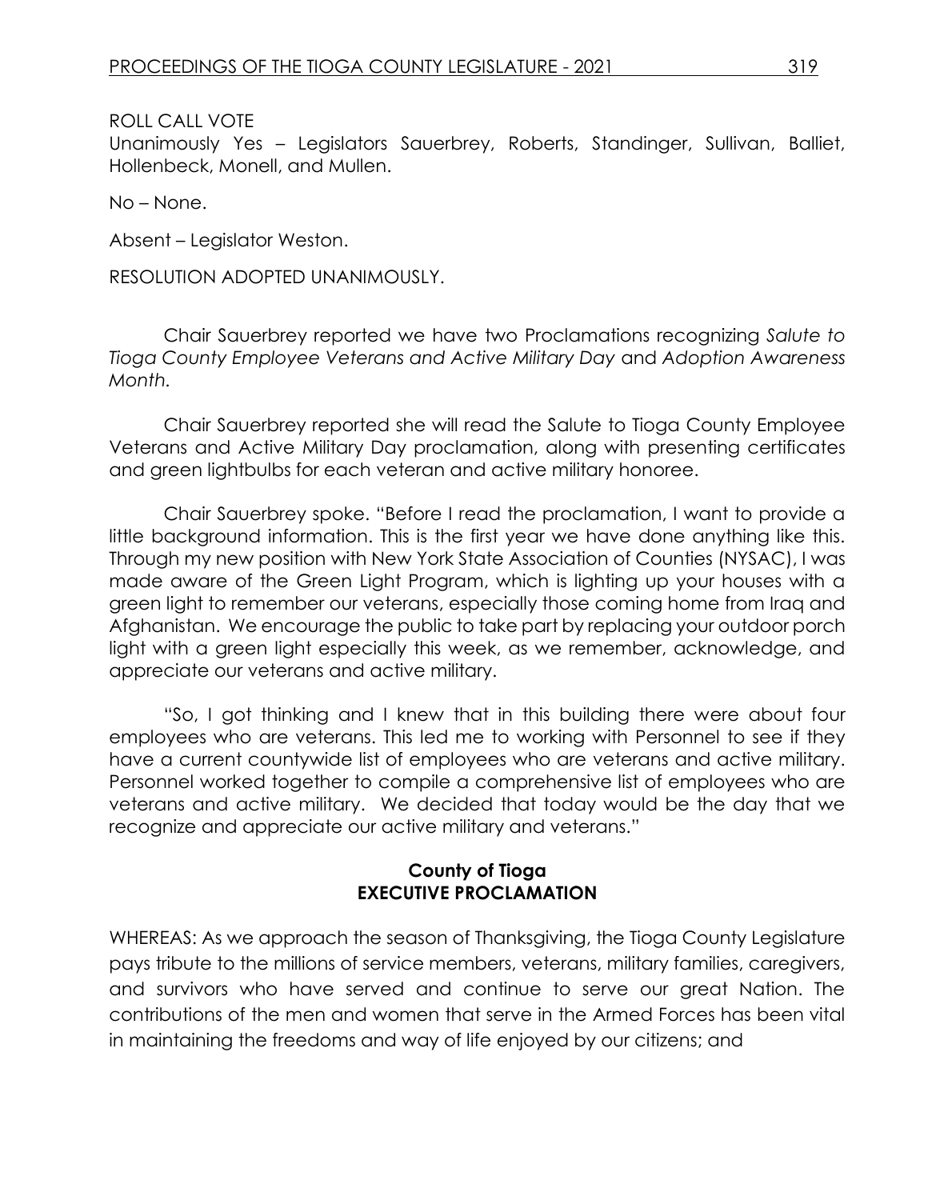ROLL CALL VOTE
Unanimously Yes – Legislators Sauerbrey, Roberts, Standinger, Sullivan, Balliet, Hollenbeck, Monell, and Mullen.

No – None.

Absent – Legislator Weston.

RESOLUTION ADOPTED UNANIMOUSLY.

Chair Sauerbrey reported we have two Proclamations recognizing *Salute to Tioga County Employee Veterans and Active Military Day* and *Adoption Awareness Month.*

Chair Sauerbrey reported she will read the Salute to Tioga County Employee Veterans and Active Military Day proclamation, along with presenting certificates and green lightbulbs for each veteran and active military honoree.

Chair Sauerbrey spoke. "Before I read the proclamation, I want to provide a little background information. This is the first year we have done anything like this. Through my new position with New York State Association of Counties (NYSAC), I was made aware of the Green Light Program, which is lighting up your houses with a green light to remember our veterans, especially those coming home from Iraq and Afghanistan. We encourage the public to take part by replacing your outdoor porch light with a green light especially this week, as we remember, acknowledge, and appreciate our veterans and active military.

"So, I got thinking and I knew that in this building there were about four employees who are veterans. This led me to working with Personnel to see if they have a current countywide list of employees who are veterans and active military. Personnel worked together to compile a comprehensive list of employees who are veterans and active military. We decided that today would be the day that we recognize and appreciate our active military and veterans."

**County of Tioga**
**EXECUTIVE PROCLAMATION**

WHEREAS: As we approach the season of Thanksgiving, the Tioga County Legislature pays tribute to the millions of service members, veterans, military families, caregivers, and survivors who have served and continue to serve our great Nation. The contributions of the men and women that serve in the Armed Forces has been vital in maintaining the freedoms and way of life enjoyed by our citizens; and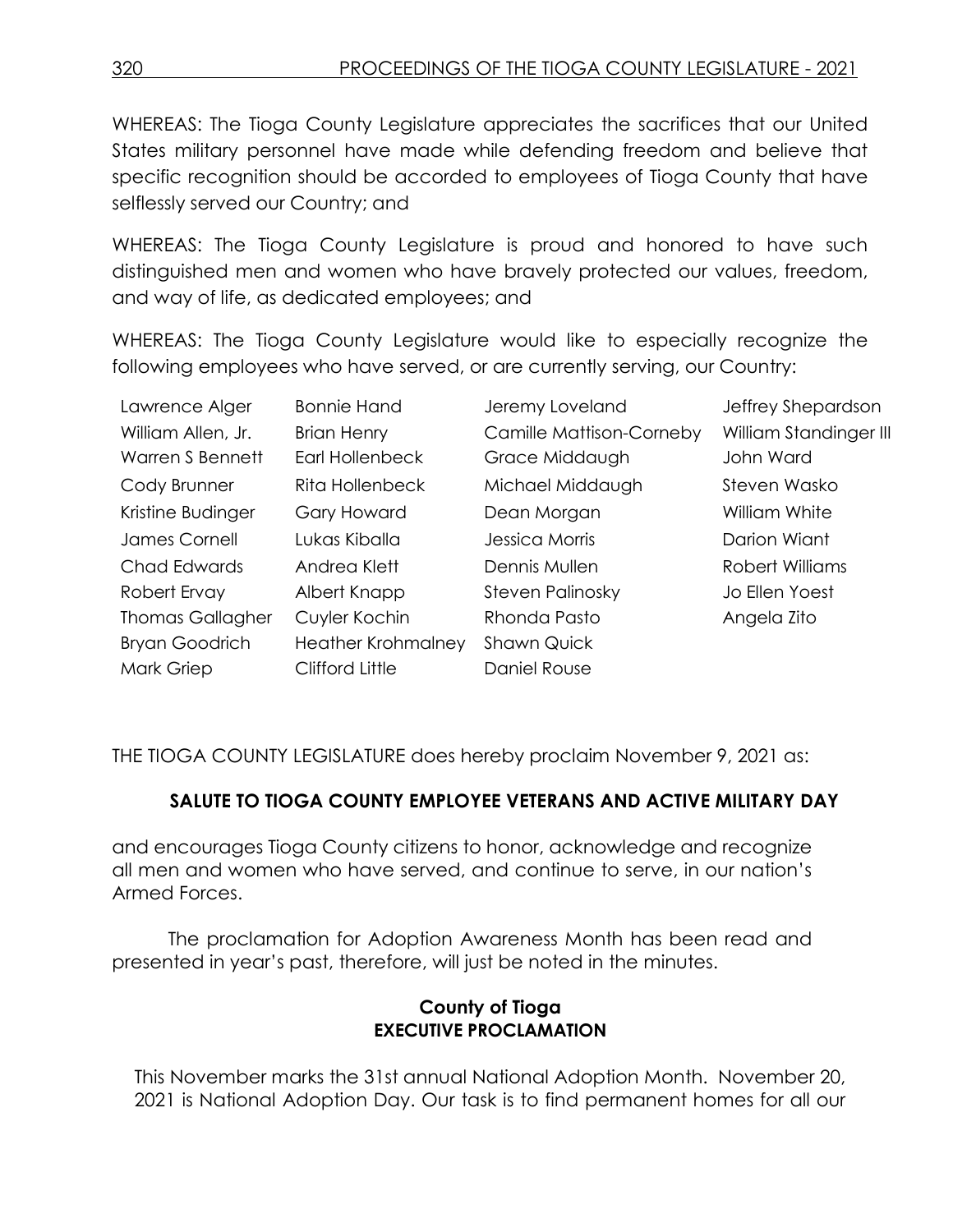WHEREAS: The Tioga County Legislature appreciates the sacrifices that our United States military personnel have made while defending freedom and believe that specific recognition should be accorded to employees of Tioga County that have selflessly served our Country; and

WHEREAS: The Tioga County Legislature is proud and honored to have such distinguished men and women who have bravely protected our values, freedom, and way of life, as dedicated employees; and

WHEREAS: The Tioga County Legislature would like to especially recognize the following employees who have served, or are currently serving, our Country:

| | | | |
|---|---|---|---|
| Lawrence Alger | Bonnie Hand | Jeremy Loveland | Jeffrey Shepardson |
| William Allen, Jr. | Brian Henry | Camille Mattison-Corneby | William Standinger III |
| Warren S Bennett | Earl Hollenbeck | Grace Middaugh | John Ward |
| Cody Brunner | Rita Hollenbeck | Michael Middaugh | Steven Wasko |
| Kristine Budinger | Gary Howard | Dean Morgan | William White |
| James Cornell | Lukas Kiballa | Jessica Morris | Darion Wiant |
| Chad Edwards | Andrea Klett | Dennis Mullen | Robert Williams |
| Robert Ervay | Albert Knapp | Steven Palinosky | Jo Ellen Yoest |
| Thomas Gallagher | Cuyler Kochin | Rhonda Pasto | Angela Zito |
| Bryan Goodrich | Heather Krohmalney | Shawn Quick | |
| Mark Griep | Clifford Little | Daniel Rouse | |

THE TIOGA COUNTY LEGISLATURE does hereby proclaim November 9, 2021 as:

**SALUTE TO TIOGA COUNTY EMPLOYEE VETERANS AND ACTIVE MILITARY DAY**

and encourages Tioga County citizens to honor, acknowledge and recognize all men and women who have served, and continue to serve, in our nation's Armed Forces.

The proclamation for Adoption Awareness Month has been read and presented in year's past, therefore, will just be noted in the minutes.

**County of Tioga**
**EXECUTIVE PROCLAMATION**

This November marks the 31st annual National Adoption Month. November 20, 2021 is National Adoption Day. Our task is to find permanent homes for all our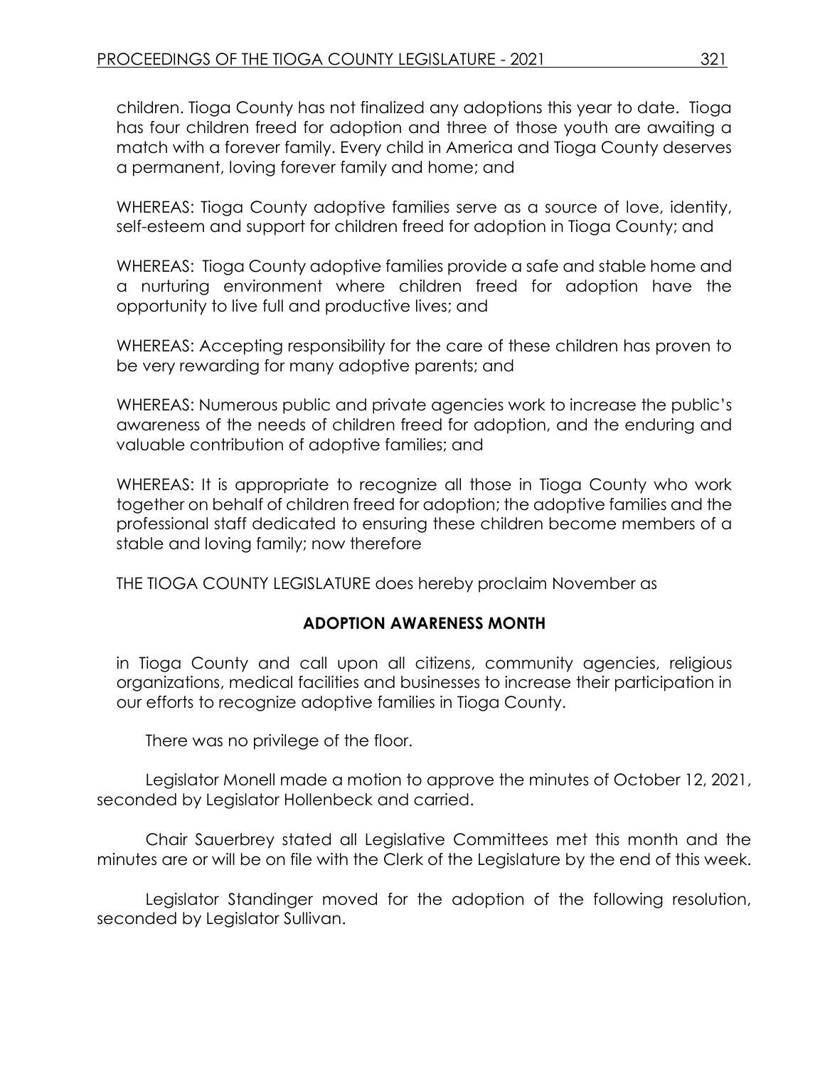children. Tioga County has not finalized any adoptions this year to date. Tioga has four children freed for adoption and three of those youth are awaiting a match with a forever family. Every child in America and Tioga County deserves a permanent, loving forever family and home; and

WHEREAS: Tioga County adoptive families serve as a source of love, identity, self-esteem and support for children freed for adoption in Tioga County; and

WHEREAS: Tioga County adoptive families provide a safe and stable home and a nurturing environment where children freed for adoption have the opportunity to live full and productive lives; and

WHEREAS: Accepting responsibility for the care of these children has proven to be very rewarding for many adoptive parents; and

WHEREAS: Numerous public and private agencies work to increase the public's awareness of the needs of children freed for adoption, and the enduring and valuable contribution of adoptive families; and

WHEREAS: It is appropriate to recognize all those in Tioga County who work together on behalf of children freed for adoption; the adoptive families and the professional staff dedicated to ensuring these children become members of a stable and loving family; now therefore

THE TIOGA COUNTY LEGISLATURE does hereby proclaim November as

**ADOPTION AWARENESS MONTH**

in Tioga County and call upon all citizens, community agencies, religious organizations, medical facilities and businesses to increase their participation in our efforts to recognize adoptive families in Tioga County.

There was no privilege of the floor.

Legislator Monell made a motion to approve the minutes of October 12, 2021, seconded by Legislator Hollenbeck and carried.

Chair Sauerbrey stated all Legislative Committees met this month and the minutes are or will be on file with the Clerk of the Legislature by the end of this week.

Legislator Standinger moved for the adoption of the following resolution, seconded by Legislator Sullivan.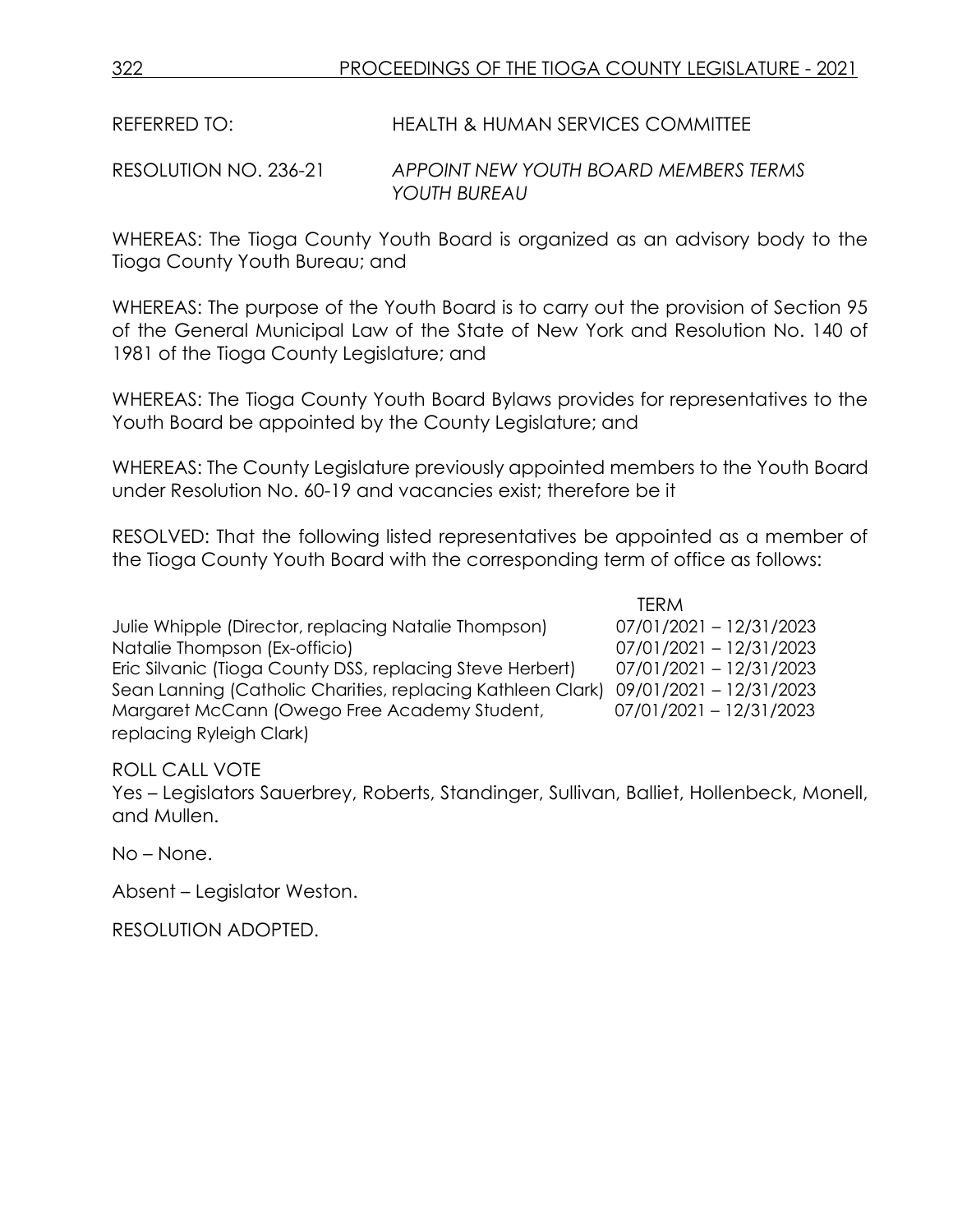REFERRED TO: HEALTH & HUMAN SERVICES COMMITTEE

RESOLUTION NO. 236-21 *APPOINT NEW YOUTH BOARD MEMBERS TERMS YOUTH BUREAU*

WHEREAS: The Tioga County Youth Board is organized as an advisory body to the Tioga County Youth Bureau; and

WHEREAS: The purpose of the Youth Board is to carry out the provision of Section 95 of the General Municipal Law of the State of New York and Resolution No. 140 of 1981 of the Tioga County Legislature; and

WHEREAS: The Tioga County Youth Board Bylaws provides for representatives to the Youth Board be appointed by the County Legislature; and

WHEREAS: The County Legislature previously appointed members to the Youth Board under Resolution No. 60-19 and vacancies exist; therefore be it

RESOLVED: That the following listed representatives be appointed as a member of the Tioga County Youth Board with the corresponding term of office as follows:

| | TERM |
|---|---|
| Julie Whipple (Director, replacing Natalie Thompson) | 07/01/2021 – 12/31/2023 |
| Natalie Thompson (Ex-officio) | 07/01/2021 – 12/31/2023 |
| Eric Silvanic (Tioga County DSS, replacing Steve Herbert) | 07/01/2021 – 12/31/2023 |
| Sean Lanning (Catholic Charities, replacing Kathleen Clark) | 09/01/2021 – 12/31/2023 |
| Margaret McCann (Owego Free Academy Student, replacing Ryleigh Clark) | 07/01/2021 – 12/31/2023 |

ROLL CALL VOTE

Yes – Legislators Sauerbrey, Roberts, Standinger, Sullivan, Balliet, Hollenbeck, Monell, and Mullen.

No – None.

Absent – Legislator Weston.

RESOLUTION ADOPTED.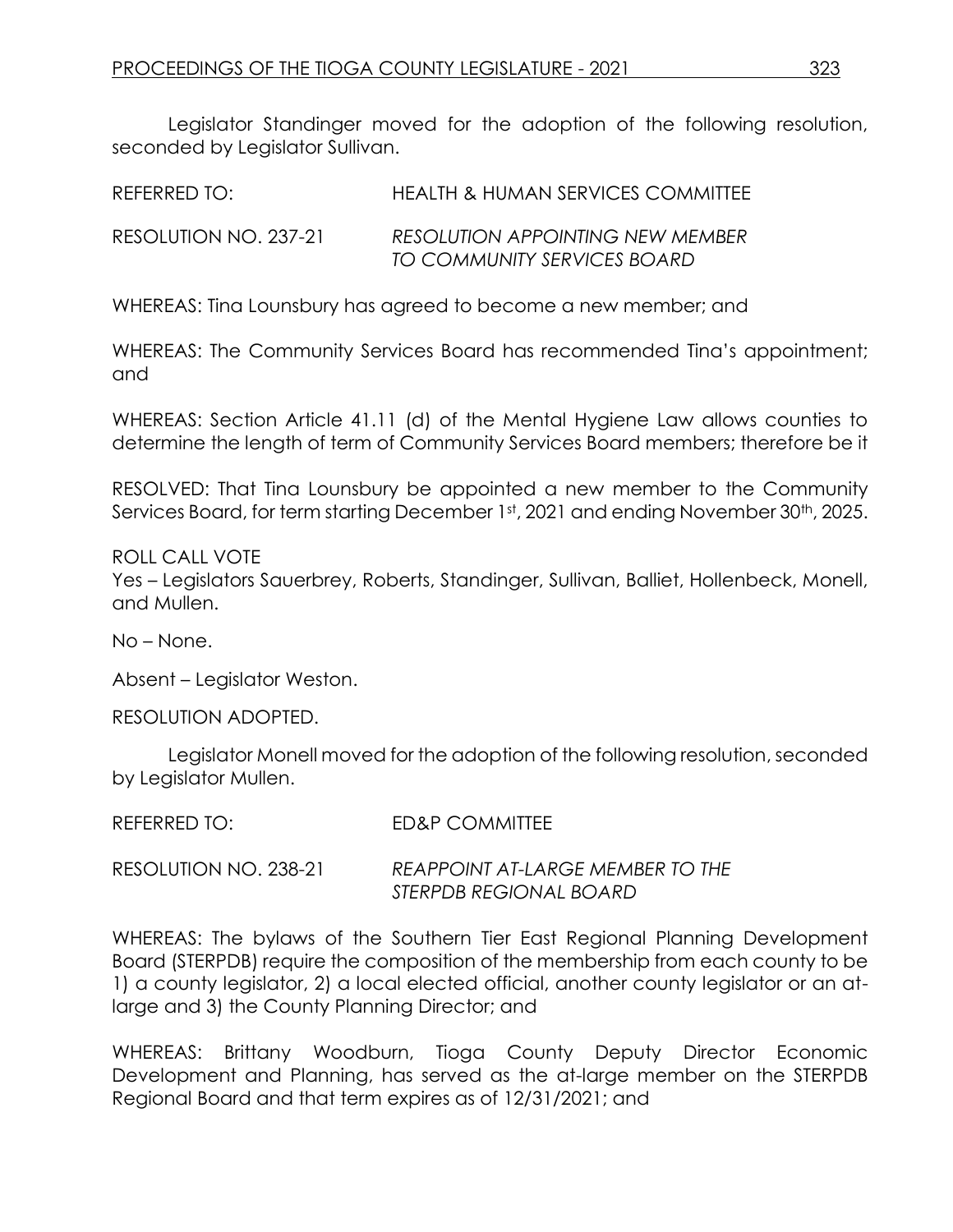Legislator Standinger moved for the adoption of the following resolution, seconded by Legislator Sullivan.

REFERRED TO: HEALTH & HUMAN SERVICES COMMITTEE

RESOLUTION NO. 237-21 *RESOLUTION APPOINTING NEW MEMBER TO COMMUNITY SERVICES BOARD*

WHEREAS: Tina Lounsbury has agreed to become a new member; and

WHEREAS: The Community Services Board has recommended Tina's appointment; and

WHEREAS: Section Article 41.11 (d) of the Mental Hygiene Law allows counties to determine the length of term of Community Services Board members; therefore be it

RESOLVED: That Tina Lounsbury be appointed a new member to the Community Services Board, for term starting December 1st, 2021 and ending November 30th, 2025.

ROLL CALL VOTE
Yes – Legislators Sauerbrey, Roberts, Standinger, Sullivan, Balliet, Hollenbeck, Monell, and Mullen.

No – None.

Absent – Legislator Weston.

RESOLUTION ADOPTED.

Legislator Monell moved for the adoption of the following resolution, seconded by Legislator Mullen.

REFERRED TO: ED&P COMMITTEE

RESOLUTION NO. 238-21 *REAPPOINT AT-LARGE MEMBER TO THE STERPDB REGIONAL BOARD*

WHEREAS: The bylaws of the Southern Tier East Regional Planning Development Board (STERPDB) require the composition of the membership from each county to be 1) a county legislator, 2) a local elected official, another county legislator or an at-large and 3) the County Planning Director; and

WHEREAS: Brittany Woodburn, Tioga County Deputy Director Economic Development and Planning, has served as the at-large member on the STERPDB Regional Board and that term expires as of 12/31/2021; and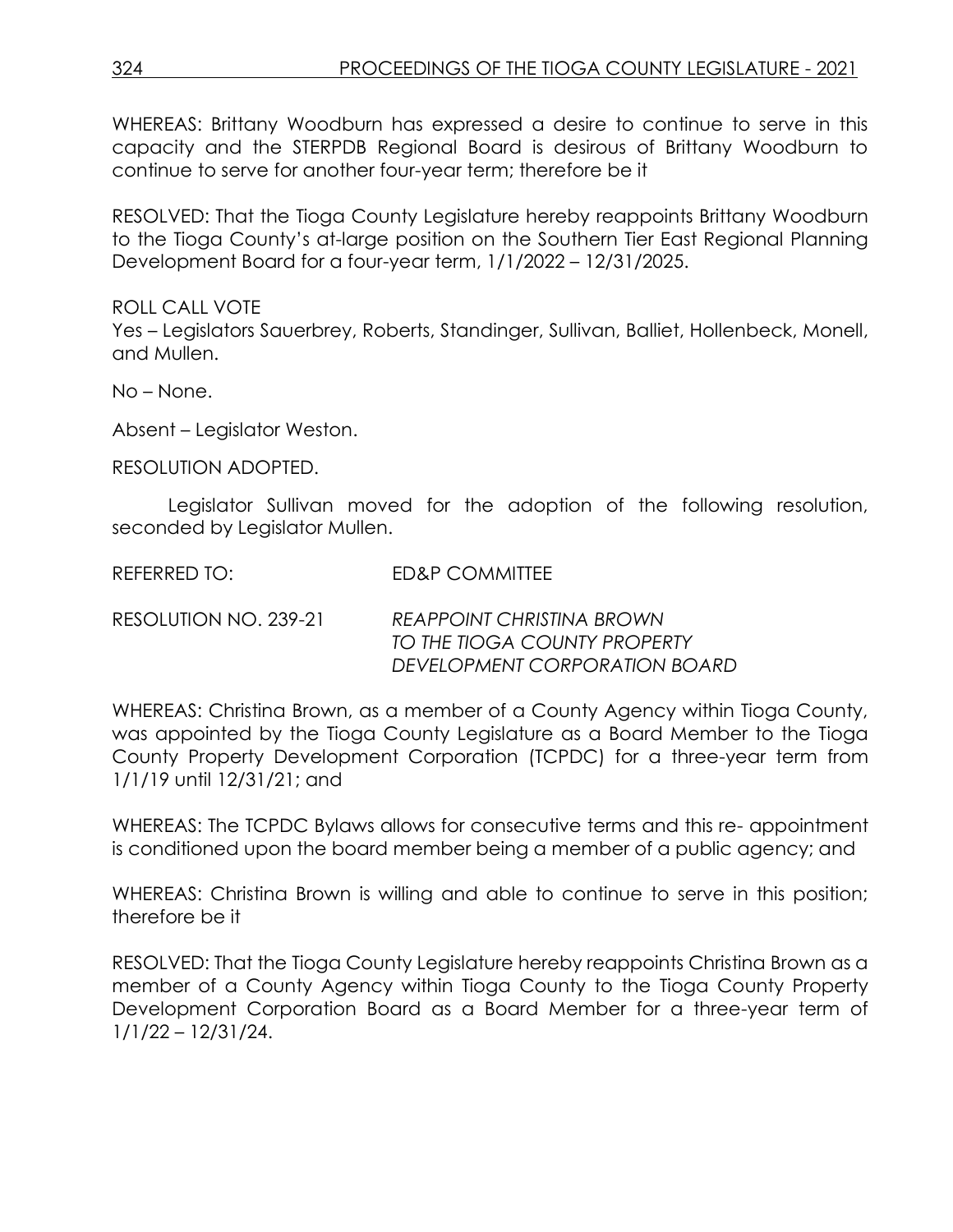WHEREAS: Brittany Woodburn has expressed a desire to continue to serve in this capacity and the STERPDB Regional Board is desirous of Brittany Woodburn to continue to serve for another four-year term; therefore be it

RESOLVED: That the Tioga County Legislature hereby reappoints Brittany Woodburn to the Tioga County's at-large position on the Southern Tier East Regional Planning Development Board for a four-year term, 1/1/2022 – 12/31/2025.

ROLL CALL VOTE
Yes – Legislators Sauerbrey, Roberts, Standinger, Sullivan, Balliet, Hollenbeck, Monell, and Mullen.

No – None.

Absent – Legislator Weston.

RESOLUTION ADOPTED.

Legislator Sullivan moved for the adoption of the following resolution, seconded by Legislator Mullen.

REFERRED TO: ED&P COMMITTEE

RESOLUTION NO. 239-21 *REAPPOINT CHRISTINA BROWN TO THE TIOGA COUNTY PROPERTY DEVELOPMENT CORPORATION BOARD*

WHEREAS: Christina Brown, as a member of a County Agency within Tioga County, was appointed by the Tioga County Legislature as a Board Member to the Tioga County Property Development Corporation (TCPDC) for a three-year term from 1/1/19 until 12/31/21; and

WHEREAS: The TCPDC Bylaws allows for consecutive terms and this re- appointment is conditioned upon the board member being a member of a public agency; and

WHEREAS: Christina Brown is willing and able to continue to serve in this position; therefore be it

RESOLVED: That the Tioga County Legislature hereby reappoints Christina Brown as a member of a County Agency within Tioga County to the Tioga County Property Development Corporation Board as a Board Member for a three-year term of 1/1/22 – 12/31/24.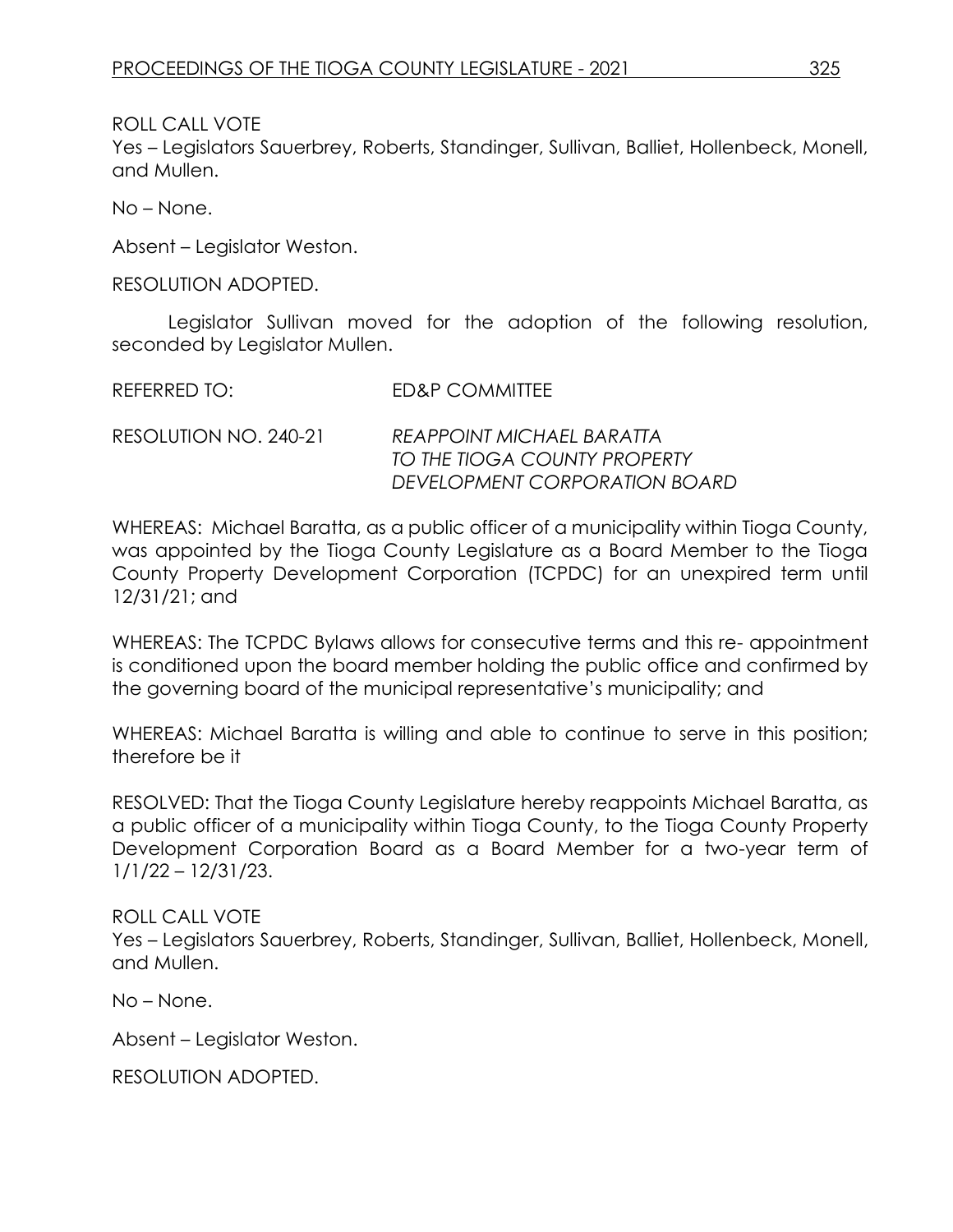ROLL CALL VOTE
Yes – Legislators Sauerbrey, Roberts, Standinger, Sullivan, Balliet, Hollenbeck, Monell, and Mullen.

No – None.

Absent – Legislator Weston.

RESOLUTION ADOPTED.

Legislator Sullivan moved for the adoption of the following resolution, seconded by Legislator Mullen.

REFERRED TO: ED&P COMMITTEE

RESOLUTION NO. 240-21 *REAPPOINT MICHAEL BARATTA TO THE TIOGA COUNTY PROPERTY DEVELOPMENT CORPORATION BOARD*

WHEREAS: Michael Baratta, as a public officer of a municipality within Tioga County, was appointed by the Tioga County Legislature as a Board Member to the Tioga County Property Development Corporation (TCPDC) for an unexpired term until 12/31/21; and

WHEREAS: The TCPDC Bylaws allows for consecutive terms and this re- appointment is conditioned upon the board member holding the public office and confirmed by the governing board of the municipal representative's municipality; and

WHEREAS: Michael Baratta is willing and able to continue to serve in this position; therefore be it

RESOLVED: That the Tioga County Legislature hereby reappoints Michael Baratta, as a public officer of a municipality within Tioga County, to the Tioga County Property Development Corporation Board as a Board Member for a two-year term of 1/1/22 – 12/31/23.

ROLL CALL VOTE
Yes – Legislators Sauerbrey, Roberts, Standinger, Sullivan, Balliet, Hollenbeck, Monell, and Mullen.

No – None.

Absent – Legislator Weston.

RESOLUTION ADOPTED.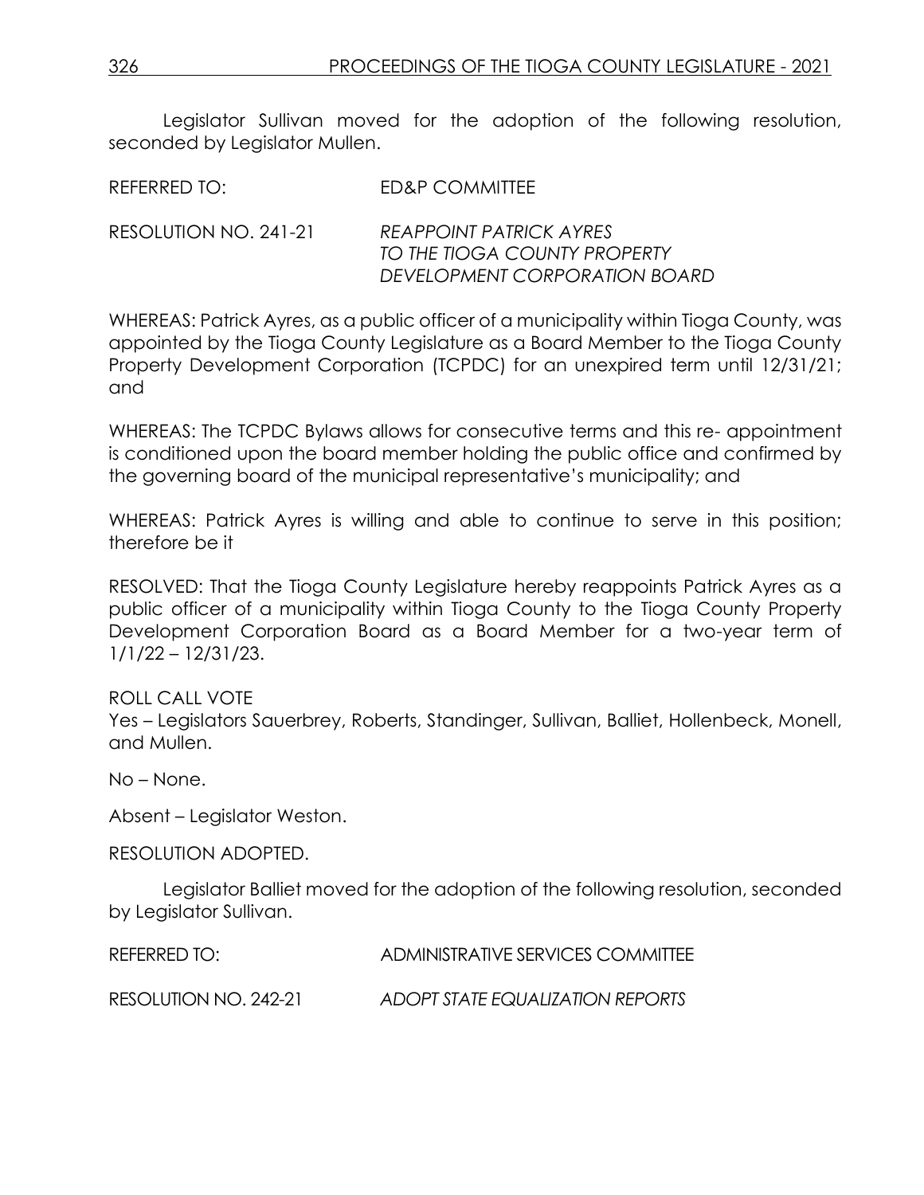Legislator Sullivan moved for the adoption of the following resolution, seconded by Legislator Mullen.

REFERRED TO: ED&P COMMITTEE

RESOLUTION NO. 241-21 *REAPPOINT PATRICK AYRES TO THE TIOGA COUNTY PROPERTY DEVELOPMENT CORPORATION BOARD*

WHEREAS: Patrick Ayres, as a public officer of a municipality within Tioga County, was appointed by the Tioga County Legislature as a Board Member to the Tioga County Property Development Corporation (TCPDC) for an unexpired term until 12/31/21; and

WHEREAS: The TCPDC Bylaws allows for consecutive terms and this re- appointment is conditioned upon the board member holding the public office and confirmed by the governing board of the municipal representative's municipality; and

WHEREAS: Patrick Ayres is willing and able to continue to serve in this position; therefore be it

RESOLVED: That the Tioga County Legislature hereby reappoints Patrick Ayres as a public officer of a municipality within Tioga County to the Tioga County Property Development Corporation Board as a Board Member for a two-year term of 1/1/22 – 12/31/23.

ROLL CALL VOTE
Yes – Legislators Sauerbrey, Roberts, Standinger, Sullivan, Balliet, Hollenbeck, Monell, and Mullen.

No – None.

Absent – Legislator Weston.

RESOLUTION ADOPTED.

Legislator Balliet moved for the adoption of the following resolution, seconded by Legislator Sullivan.

REFERRED TO: ADMINISTRATIVE SERVICES COMMITTEE

RESOLUTION NO. 242-21 *ADOPT STATE EQUALIZATION REPORTS*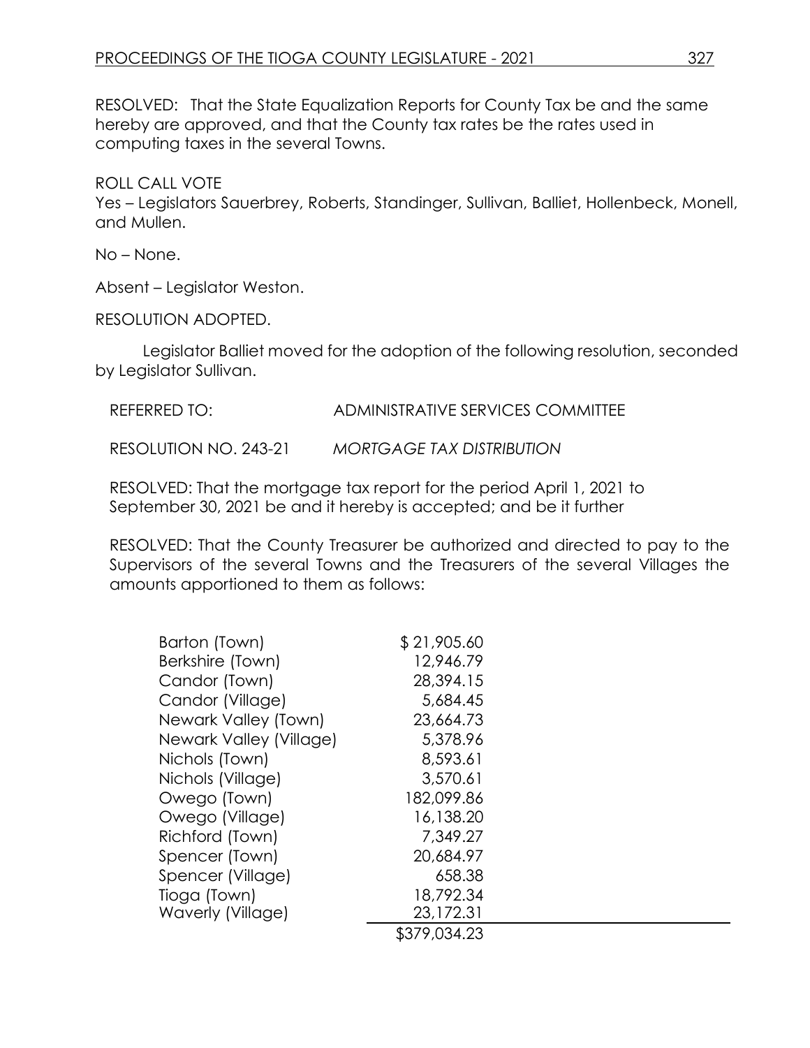RESOLVED: That the State Equalization Reports for County Tax be and the same hereby are approved, and that the County tax rates be the rates used in computing taxes in the several Towns.

ROLL CALL VOTE
Yes – Legislators Sauerbrey, Roberts, Standinger, Sullivan, Balliet, Hollenbeck, Monell, and Mullen.

No – None.

Absent – Legislator Weston.

RESOLUTION ADOPTED.

Legislator Balliet moved for the adoption of the following resolution, seconded by Legislator Sullivan.

REFERRED TO: ADMINISTRATIVE SERVICES COMMITTEE

RESOLUTION NO. 243-21 *MORTGAGE TAX DISTRIBUTION*

RESOLVED: That the mortgage tax report for the period April 1, 2021 to September 30, 2021 be and it hereby is accepted; and be it further

RESOLVED: That the County Treasurer be authorized and directed to pay to the Supervisors of the several Towns and the Treasurers of the several Villages the amounts apportioned to them as follows:

| | |
|---|---|
| Barton (Town) | $ 21,905.60 |
| Berkshire (Town) | 12,946.79 |
| Candor (Town) | 28,394.15 |
| Candor (Village) | 5,684.45 |
| Newark Valley (Town) | 23,664.73 |
| Newark Valley (Village) | 5,378.96 |
| Nichols (Town) | 8,593.61 |
| Nichols (Village) | 3,570.61 |
| Owego (Town) | 182,099.86 |
| Owego (Village) | 16,138.20 |
| Richford (Town) | 7,349.27 |
| Spencer (Town) | 20,684.97 |
| Spencer (Village) | 658.38 |
| Tioga (Town) | 18,792.34 |
| Waverly (Village) | 23,172.31 |
| | $379,034.23 |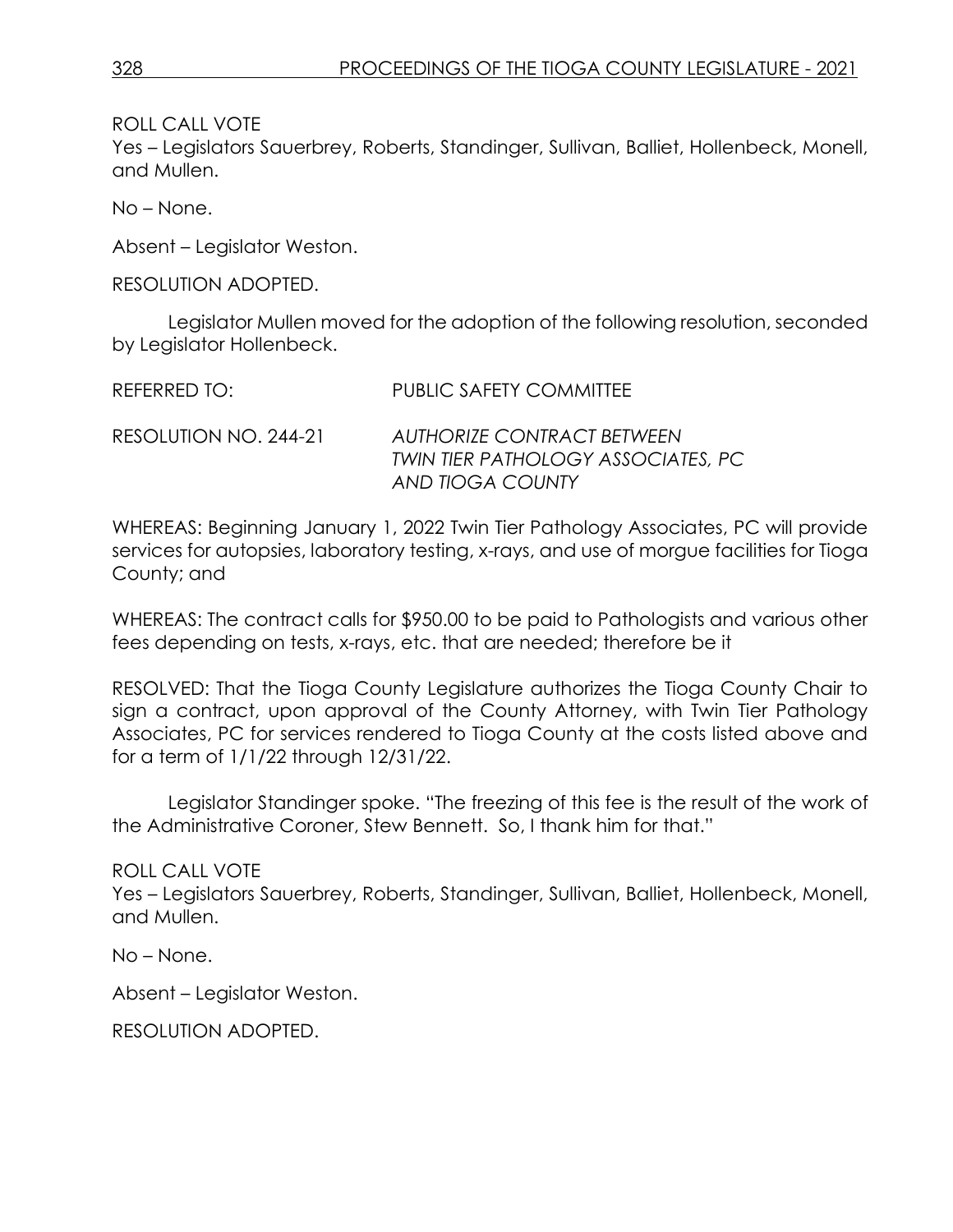ROLL CALL VOTE
Yes – Legislators Sauerbrey, Roberts, Standinger, Sullivan, Balliet, Hollenbeck, Monell, and Mullen.

No – None.

Absent – Legislator Weston.

RESOLUTION ADOPTED.

Legislator Mullen moved for the adoption of the following resolution, seconded by Legislator Hollenbeck.

REFERRED TO: PUBLIC SAFETY COMMITTEE

RESOLUTION NO. 244-21 *AUTHORIZE CONTRACT BETWEEN TWIN TIER PATHOLOGY ASSOCIATES, PC AND TIOGA COUNTY*

WHEREAS: Beginning January 1, 2022 Twin Tier Pathology Associates, PC will provide services for autopsies, laboratory testing, x-rays, and use of morgue facilities for Tioga County; and

WHEREAS: The contract calls for $950.00 to be paid to Pathologists and various other fees depending on tests, x-rays, etc. that are needed; therefore be it

RESOLVED: That the Tioga County Legislature authorizes the Tioga County Chair to sign a contract, upon approval of the County Attorney, with Twin Tier Pathology Associates, PC for services rendered to Tioga County at the costs listed above and for a term of 1/1/22 through 12/31/22.

Legislator Standinger spoke. "The freezing of this fee is the result of the work of the Administrative Coroner, Stew Bennett. So, I thank him for that."

ROLL CALL VOTE
Yes – Legislators Sauerbrey, Roberts, Standinger, Sullivan, Balliet, Hollenbeck, Monell, and Mullen.

No – None.

Absent – Legislator Weston.

RESOLUTION ADOPTED.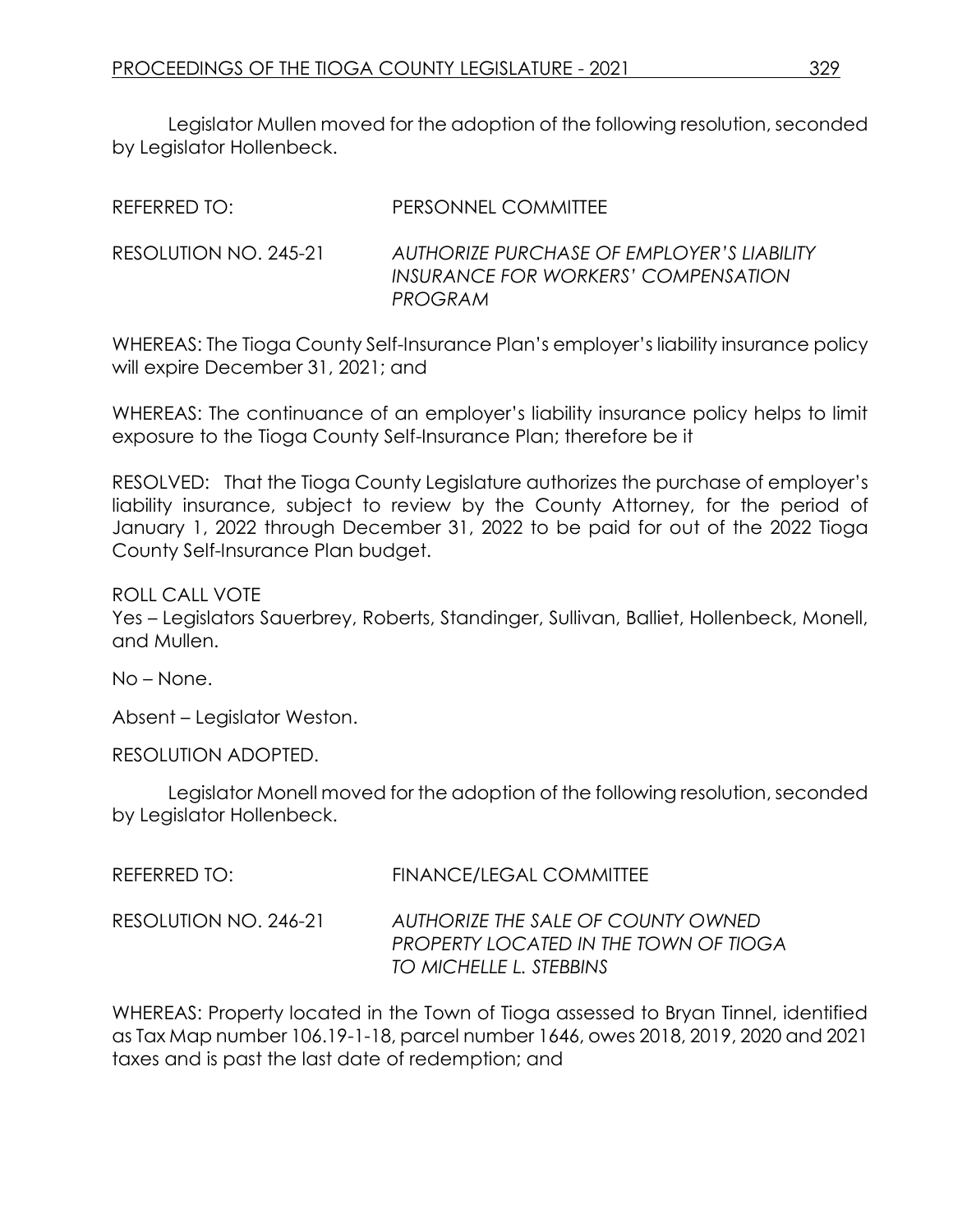Legislator Mullen moved for the adoption of the following resolution, seconded by Legislator Hollenbeck.

REFERRED TO: PERSONNEL COMMITTEE

RESOLUTION NO. 245-21 *AUTHORIZE PURCHASE OF EMPLOYER'S LIABILITY INSURANCE FOR WORKERS' COMPENSATION PROGRAM*

WHEREAS: The Tioga County Self-Insurance Plan's employer's liability insurance policy will expire December 31, 2021; and

WHEREAS: The continuance of an employer's liability insurance policy helps to limit exposure to the Tioga County Self-Insurance Plan; therefore be it

RESOLVED: That the Tioga County Legislature authorizes the purchase of employer's liability insurance, subject to review by the County Attorney, for the period of January 1, 2022 through December 31, 2022 to be paid for out of the 2022 Tioga County Self-Insurance Plan budget.

ROLL CALL VOTE
Yes – Legislators Sauerbrey, Roberts, Standinger, Sullivan, Balliet, Hollenbeck, Monell, and Mullen.

No – None.

Absent – Legislator Weston.

RESOLUTION ADOPTED.

Legislator Monell moved for the adoption of the following resolution, seconded by Legislator Hollenbeck.

REFERRED TO: FINANCE/LEGAL COMMITTEE

RESOLUTION NO. 246-21 *AUTHORIZE THE SALE OF COUNTY OWNED PROPERTY LOCATED IN THE TOWN OF TIOGA TO MICHELLE L. STEBBINS*

WHEREAS: Property located in the Town of Tioga assessed to Bryan Tinnel, identified as Tax Map number 106.19-1-18, parcel number 1646, owes 2018, 2019, 2020 and 2021 taxes and is past the last date of redemption; and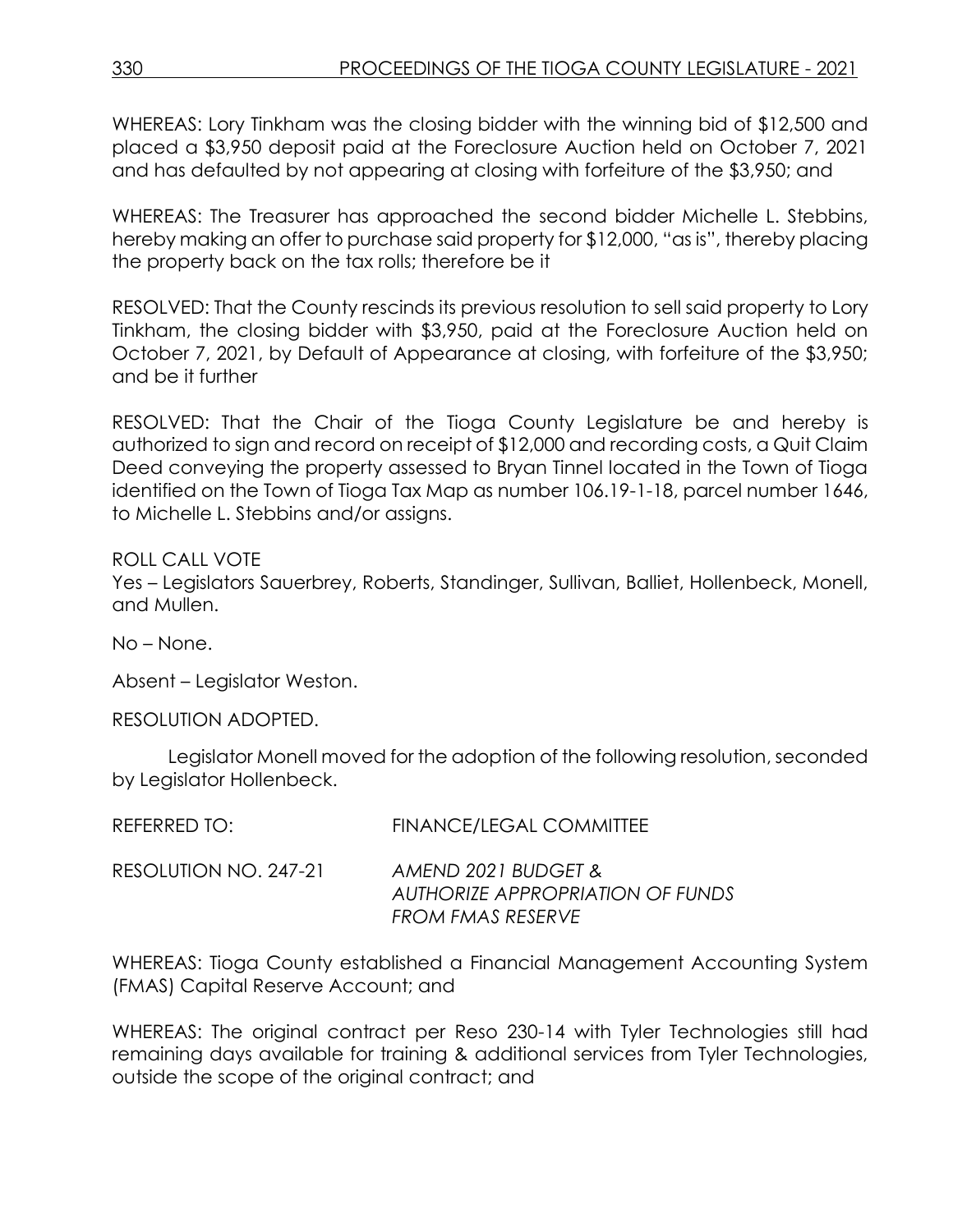WHEREAS: Lory Tinkham was the closing bidder with the winning bid of $12,500 and placed a $3,950 deposit paid at the Foreclosure Auction held on October 7, 2021 and has defaulted by not appearing at closing with forfeiture of the $3,950; and

WHEREAS: The Treasurer has approached the second bidder Michelle L. Stebbins, hereby making an offer to purchase said property for $12,000, "as is", thereby placing the property back on the tax rolls; therefore be it

RESOLVED: That the County rescinds its previous resolution to sell said property to Lory Tinkham, the closing bidder with $3,950, paid at the Foreclosure Auction held on October 7, 2021, by Default of Appearance at closing, with forfeiture of the $3,950; and be it further

RESOLVED: That the Chair of the Tioga County Legislature be and hereby is authorized to sign and record on receipt of $12,000 and recording costs, a Quit Claim Deed conveying the property assessed to Bryan Tinnel located in the Town of Tioga identified on the Town of Tioga Tax Map as number 106.19-1-18, parcel number 1646, to Michelle L. Stebbins and/or assigns.

ROLL CALL VOTE
Yes – Legislators Sauerbrey, Roberts, Standinger, Sullivan, Balliet, Hollenbeck, Monell, and Mullen.

No – None.

Absent – Legislator Weston.

RESOLUTION ADOPTED.

Legislator Monell moved for the adoption of the following resolution, seconded by Legislator Hollenbeck.

REFERRED TO: FINANCE/LEGAL COMMITTEE

RESOLUTION NO. 247-21 *AMEND 2021 BUDGET & AUTHORIZE APPROPRIATION OF FUNDS FROM FMAS RESERVE*

WHEREAS: Tioga County established a Financial Management Accounting System (FMAS) Capital Reserve Account; and

WHEREAS: The original contract per Reso 230-14 with Tyler Technologies still had remaining days available for training & additional services from Tyler Technologies, outside the scope of the original contract; and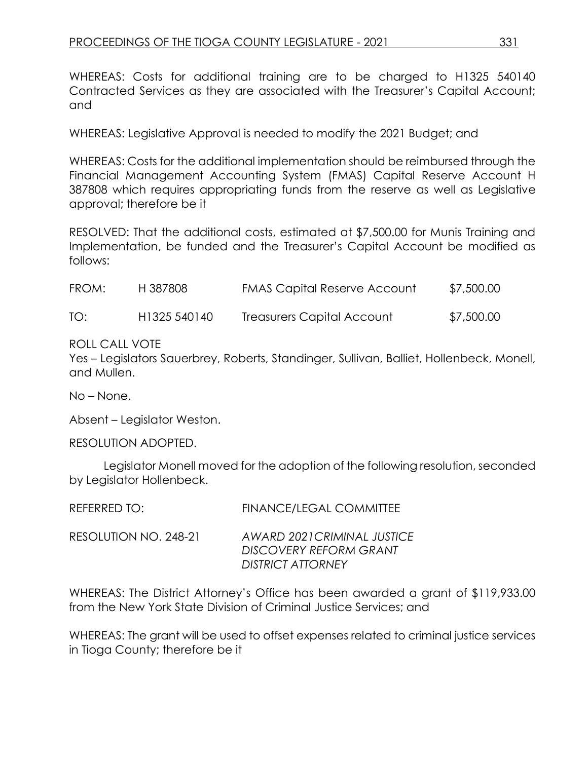WHEREAS: Costs for additional training are to be charged to H1325 540140 Contracted Services as they are associated with the Treasurer's Capital Account; and

WHEREAS: Legislative Approval is needed to modify the 2021 Budget; and

WHEREAS: Costs for the additional implementation should be reimbursed through the Financial Management Accounting System (FMAS) Capital Reserve Account H 387808 which requires appropriating funds from the reserve as well as Legislative approval; therefore be it

RESOLVED: That the additional costs, estimated at $7,500.00 for Munis Training and Implementation, be funded and the Treasurer's Capital Account be modified as follows:

| | | | |
|---|---|---|---|
| FROM: | H 387808 | FMAS Capital Reserve Account | $7,500.00 |
| TO: | H1325 540140 | Treasurers Capital Account | $7,500.00 |

ROLL CALL VOTE
Yes – Legislators Sauerbrey, Roberts, Standinger, Sullivan, Balliet, Hollenbeck, Monell, and Mullen.

No – None.

Absent – Legislator Weston.

RESOLUTION ADOPTED.

Legislator Monell moved for the adoption of the following resolution, seconded by Legislator Hollenbeck.

REFERRED TO: FINANCE/LEGAL COMMITTEE

RESOLUTION NO. 248-21 *AWARD 2021CRIMINAL JUSTICE DISCOVERY REFORM GRANT DISTRICT ATTORNEY*

WHEREAS: The District Attorney's Office has been awarded a grant of $119,933.00 from the New York State Division of Criminal Justice Services; and

WHEREAS: The grant will be used to offset expenses related to criminal justice services in Tioga County; therefore be it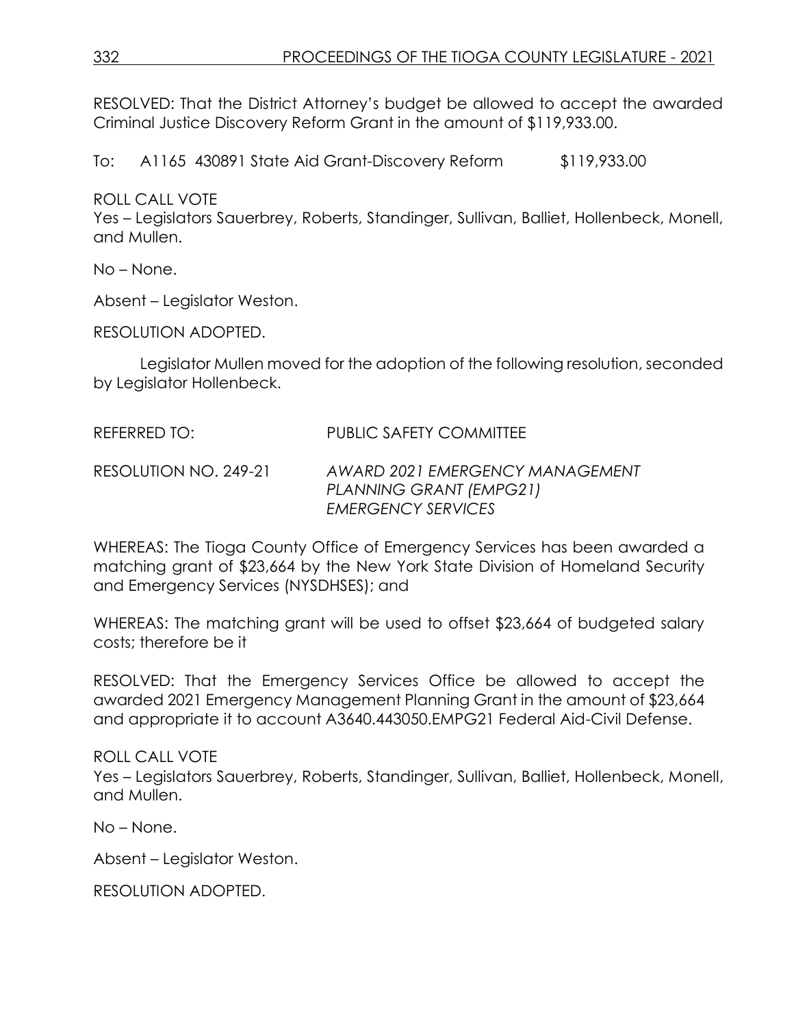RESOLVED: That the District Attorney's budget be allowed to accept the awarded Criminal Justice Discovery Reform Grant in the amount of $119,933.00.

To: A1165 430891 State Aid Grant-Discovery Reform $119,933.00

ROLL CALL VOTE
Yes – Legislators Sauerbrey, Roberts, Standinger, Sullivan, Balliet, Hollenbeck, Monell, and Mullen.

No – None.

Absent – Legislator Weston.

RESOLUTION ADOPTED.

Legislator Mullen moved for the adoption of the following resolution, seconded by Legislator Hollenbeck.

REFERRED TO: PUBLIC SAFETY COMMITTEE

RESOLUTION NO. 249-21 *AWARD 2021 EMERGENCY MANAGEMENT PLANNING GRANT (EMPG21) EMERGENCY SERVICES*

WHEREAS: The Tioga County Office of Emergency Services has been awarded a matching grant of $23,664 by the New York State Division of Homeland Security and Emergency Services (NYSDHSES); and

WHEREAS: The matching grant will be used to offset $23,664 of budgeted salary costs; therefore be it

RESOLVED: That the Emergency Services Office be allowed to accept the awarded 2021 Emergency Management Planning Grant in the amount of $23,664 and appropriate it to account A3640.443050.EMPG21 Federal Aid-Civil Defense.

ROLL CALL VOTE
Yes – Legislators Sauerbrey, Roberts, Standinger, Sullivan, Balliet, Hollenbeck, Monell, and Mullen.

No – None.

Absent – Legislator Weston.

RESOLUTION ADOPTED.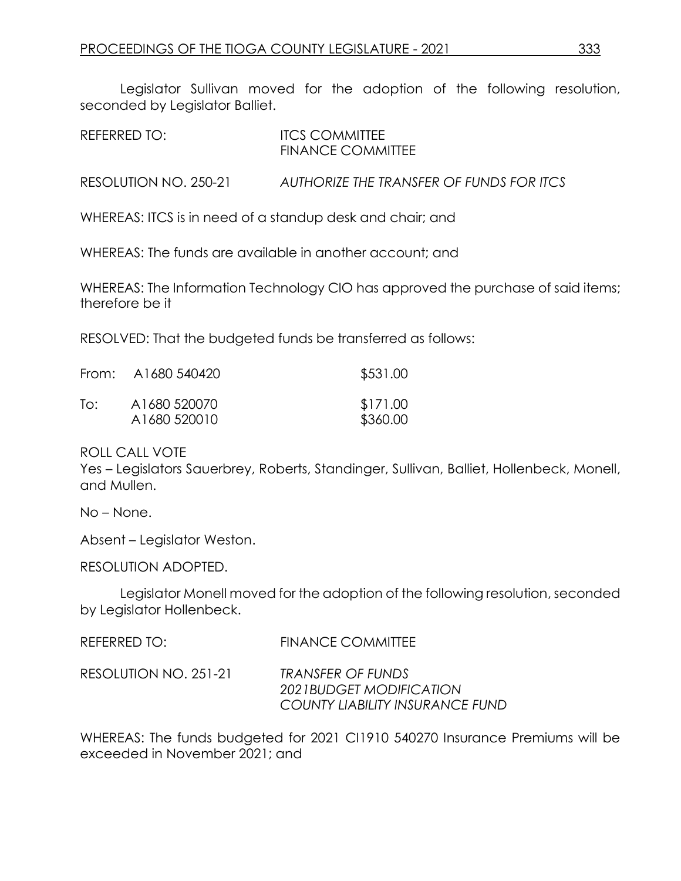Legislator Sullivan moved for the adoption of the following resolution, seconded by Legislator Balliet.

REFERRED TO: ITCS COMMITTEE
FINANCE COMMITTEE

RESOLUTION NO. 250-21 *AUTHORIZE THE TRANSFER OF FUNDS FOR ITCS*

WHEREAS: ITCS is in need of a standup desk and chair; and

WHEREAS: The funds are available in another account; and

WHEREAS: The Information Technology CIO has approved the purchase of said items; therefore be it

RESOLVED: That the budgeted funds be transferred as follows:

| | | |
|---|---|---|
| From: | A1680 540420 | $531.00 |
| To: | A1680 520070 | $171.00 |
| | A1680 520010 | $360.00 |

ROLL CALL VOTE
Yes – Legislators Sauerbrey, Roberts, Standinger, Sullivan, Balliet, Hollenbeck, Monell, and Mullen.

No – None.

Absent – Legislator Weston.

RESOLUTION ADOPTED.

Legislator Monell moved for the adoption of the following resolution, seconded by Legislator Hollenbeck.

REFERRED TO: FINANCE COMMITTEE

RESOLUTION NO. 251-21 *TRANSFER OF FUNDS*
*2021BUDGET MODIFICATION*
*COUNTY LIABILITY INSURANCE FUND*

WHEREAS: The funds budgeted for 2021 CI1910 540270 Insurance Premiums will be exceeded in November 2021; and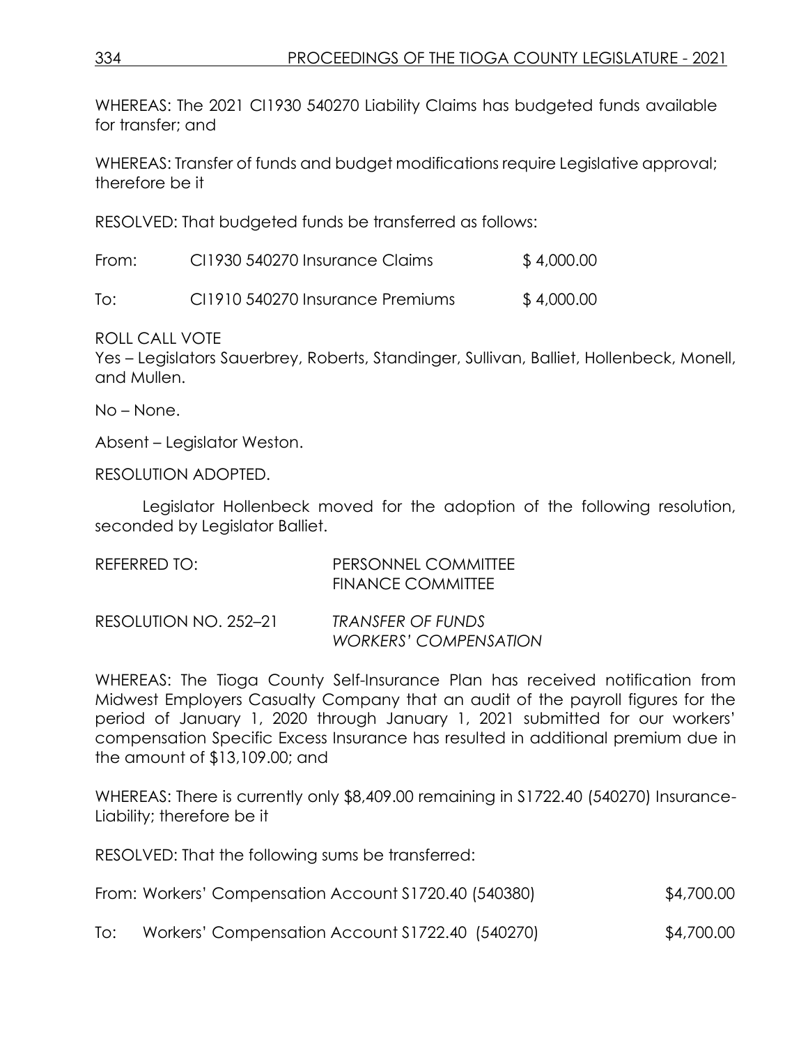WHEREAS: The 2021 CI1930 540270 Liability Claims has budgeted funds available for transfer; and

WHEREAS: Transfer of funds and budget modifications require Legislative approval; therefore be it

RESOLVED: That budgeted funds be transferred as follows:

| | | |
|---|---|---|
| From: | CI1930 540270 Insurance Claims | $ 4,000.00 |
| To: | CI1910 540270 Insurance Premiums | $ 4,000.00 |

ROLL CALL VOTE
Yes – Legislators Sauerbrey, Roberts, Standinger, Sullivan, Balliet, Hollenbeck, Monell, and Mullen.

No – None.

Absent – Legislator Weston.

RESOLUTION ADOPTED.

Legislator Hollenbeck moved for the adoption of the following resolution, seconded by Legislator Balliet.

REFERRED TO: PERSONNEL COMMITTEE
FINANCE COMMITTEE

RESOLUTION NO. 252–21 *TRANSFER OF FUNDS*
*WORKERS' COMPENSATION*

WHEREAS: The Tioga County Self-Insurance Plan has received notification from Midwest Employers Casualty Company that an audit of the payroll figures for the period of January 1, 2020 through January 1, 2021 submitted for our workers' compensation Specific Excess Insurance has resulted in additional premium due in the amount of $13,109.00; and

WHEREAS: There is currently only $8,409.00 remaining in S1722.40 (540270) Insurance-Liability; therefore be it

RESOLVED: That the following sums be transferred:

| | | |
|---|---|---|
| From: | Workers' Compensation Account S1720.40 (540380) | $4,700.00 |
| To: | Workers' Compensation Account S1722.40 (540270) | $4,700.00 |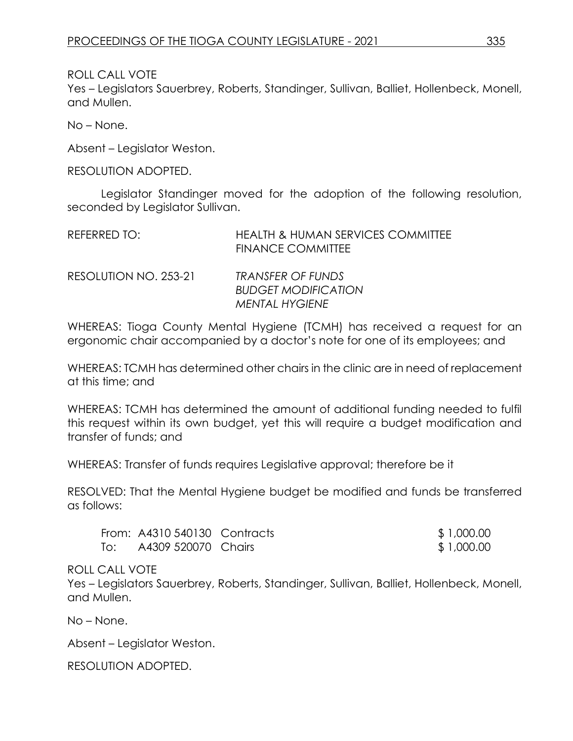ROLL CALL VOTE
Yes – Legislators Sauerbrey, Roberts, Standinger, Sullivan, Balliet, Hollenbeck, Monell, and Mullen.

No – None.

Absent – Legislator Weston.

RESOLUTION ADOPTED.

Legislator Standinger moved for the adoption of the following resolution, seconded by Legislator Sullivan.

REFERRED TO: HEALTH & HUMAN SERVICES COMMITTEE
FINANCE COMMITTEE

RESOLUTION NO. 253-21 *TRANSFER OF FUNDS*
*BUDGET MODIFICATION*
*MENTAL HYGIENE*

WHEREAS: Tioga County Mental Hygiene (TCMH) has received a request for an ergonomic chair accompanied by a doctor's note for one of its employees; and

WHEREAS: TCMH has determined other chairs in the clinic are in need of replacement at this time; and

WHEREAS: TCMH has determined the amount of additional funding needed to fulfil this request within its own budget, yet this will require a budget modification and transfer of funds; and

WHEREAS: Transfer of funds requires Legislative approval; therefore be it

RESOLVED: That the Mental Hygiene budget be modified and funds be transferred as follows:

| | | | |
|---|---|---|---|
| From: | A4310 540130 | Contracts | $ 1,000.00 |
| To: | A4309 520070 | Chairs | $ 1,000.00 |

ROLL CALL VOTE
Yes – Legislators Sauerbrey, Roberts, Standinger, Sullivan, Balliet, Hollenbeck, Monell, and Mullen.

No – None.

Absent – Legislator Weston.

RESOLUTION ADOPTED.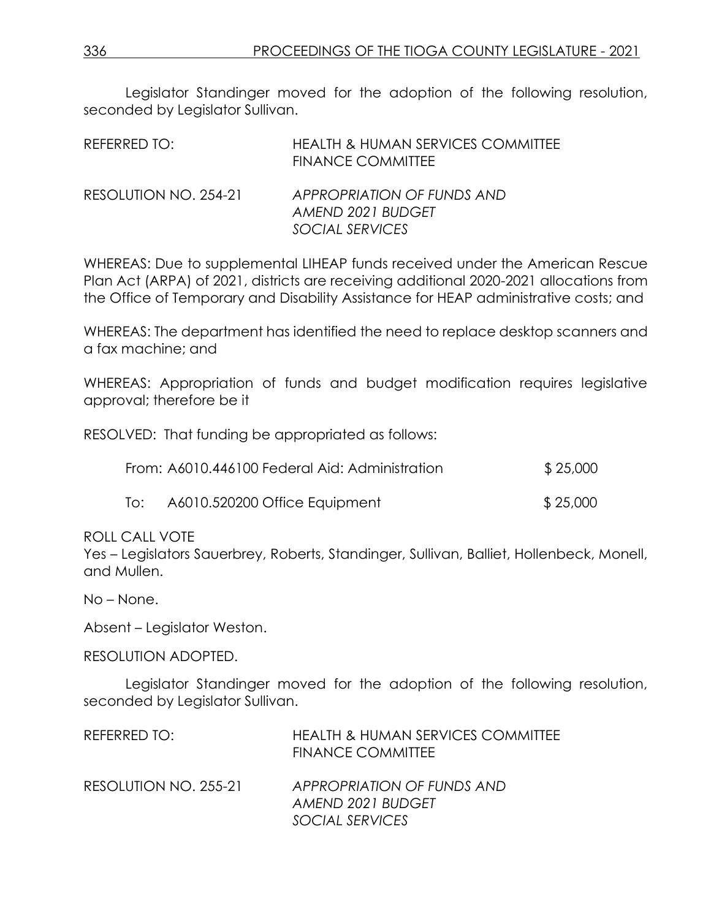Legislator Standinger moved for the adoption of the following resolution, seconded by Legislator Sullivan.

REFERRED TO: HEALTH & HUMAN SERVICES COMMITTEE
FINANCE COMMITTEE

RESOLUTION NO. 254-21 *APPROPRIATION OF FUNDS AND AMEND 2021 BUDGET SOCIAL SERVICES*

WHEREAS: Due to supplemental LIHEAP funds received under the American Rescue Plan Act (ARPA) of 2021, districts are receiving additional 2020-2021 allocations from the Office of Temporary and Disability Assistance for HEAP administrative costs; and

WHEREAS: The department has identified the need to replace desktop scanners and a fax machine; and

WHEREAS: Appropriation of funds and budget modification requires legislative approval; therefore be it

RESOLVED: That funding be appropriated as follows:

From: A6010.446100 Federal Aid: Administration $ 25,000

To: A6010.520200 Office Equipment $ 25,000

ROLL CALL VOTE
Yes – Legislators Sauerbrey, Roberts, Standinger, Sullivan, Balliet, Hollenbeck, Monell, and Mullen.

No – None.

Absent – Legislator Weston.

RESOLUTION ADOPTED.

Legislator Standinger moved for the adoption of the following resolution, seconded by Legislator Sullivan.

REFERRED TO: HEALTH & HUMAN SERVICES COMMITTEE
FINANCE COMMITTEE

RESOLUTION NO. 255-21 *APPROPRIATION OF FUNDS AND AMEND 2021 BUDGET SOCIAL SERVICES*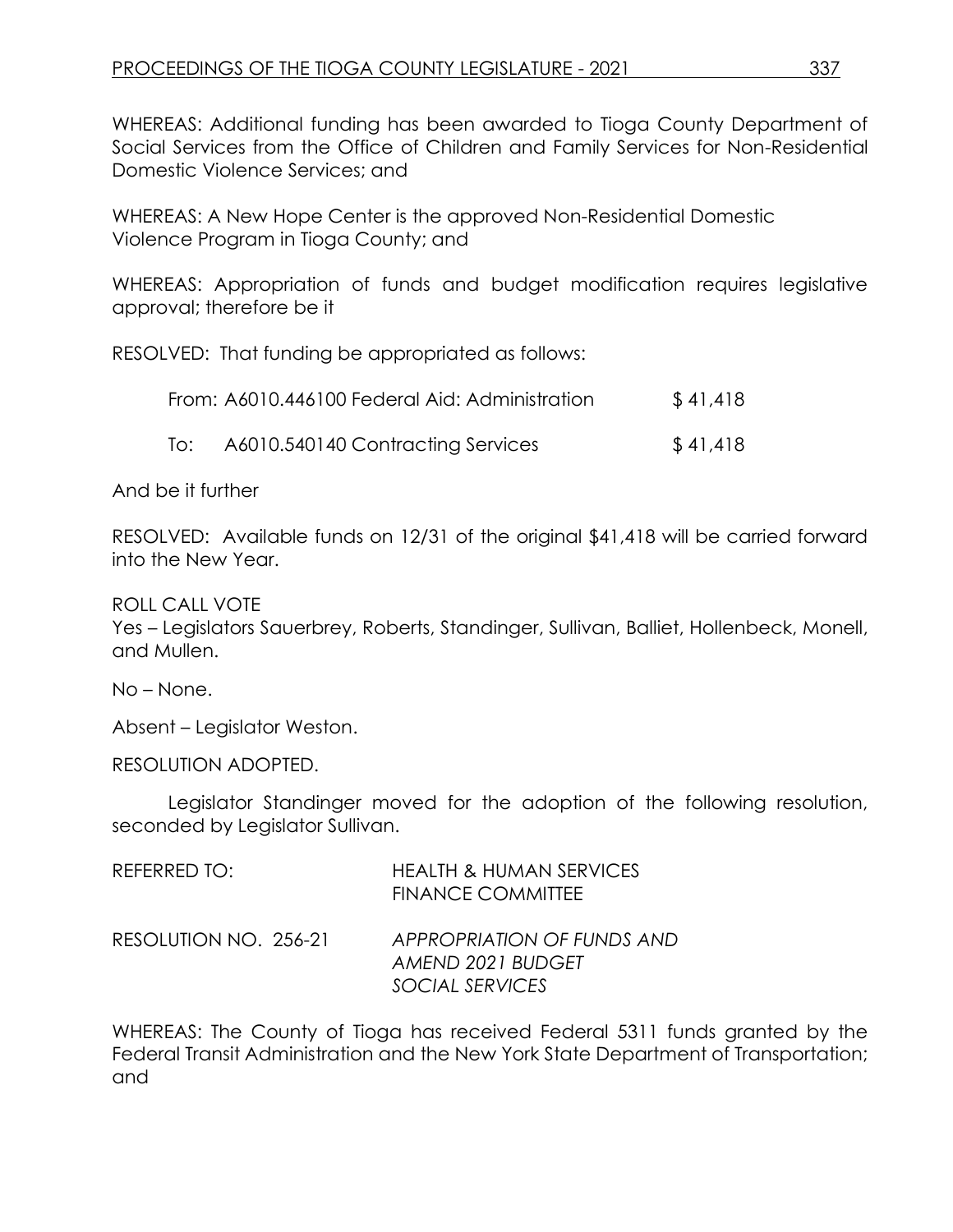WHEREAS: Additional funding has been awarded to Tioga County Department of Social Services from the Office of Children and Family Services for Non-Residential Domestic Violence Services; and

WHEREAS: A New Hope Center is the approved Non-Residential Domestic Violence Program in Tioga County; and

WHEREAS: Appropriation of funds and budget modification requires legislative approval; therefore be it

RESOLVED: That funding be appropriated as follows:

| | | |
|---|---|---|
| From: | A6010.446100 Federal Aid: Administration | $ 41,418 |
| To: | A6010.540140 Contracting Services | $ 41,418 |

And be it further

RESOLVED: Available funds on 12/31 of the original $41,418 will be carried forward into the New Year.

ROLL CALL VOTE
Yes – Legislators Sauerbrey, Roberts, Standinger, Sullivan, Balliet, Hollenbeck, Monell, and Mullen.

No – None.

Absent – Legislator Weston.

RESOLUTION ADOPTED.

Legislator Standinger moved for the adoption of the following resolution, seconded by Legislator Sullivan.

REFERRED TO: HEALTH & HUMAN SERVICES
FINANCE COMMITTEE

RESOLUTION NO. 256-21 *APPROPRIATION OF FUNDS AND AMEND 2021 BUDGET SOCIAL SERVICES*

WHEREAS: The County of Tioga has received Federal 5311 funds granted by the Federal Transit Administration and the New York State Department of Transportation; and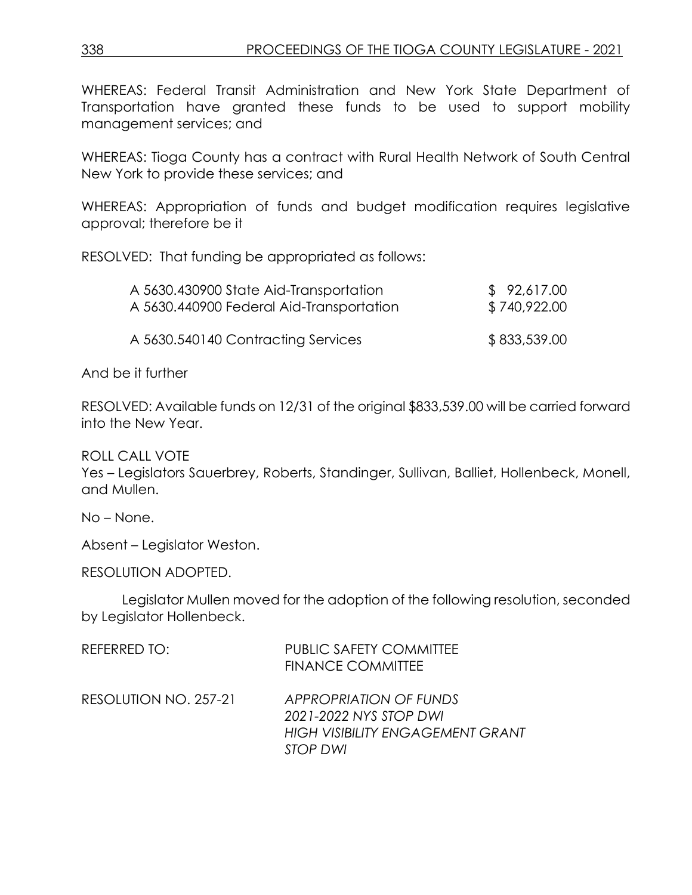WHEREAS: Federal Transit Administration and New York State Department of Transportation have granted these funds to be used to support mobility management services; and

WHEREAS: Tioga County has a contract with Rural Health Network of South Central New York to provide these services; and

WHEREAS: Appropriation of funds and budget modification requires legislative approval; therefore be it

RESOLVED: That funding be appropriated as follows:

| | |
|---|---|
| A 5630.430900 State Aid-Transportation | $ 92,617.00 |
| A 5630.440900 Federal Aid-Transportation | $ 740,922.00 |
| A 5630.540140 Contracting Services | $ 833,539.00 |

And be it further

RESOLVED: Available funds on 12/31 of the original $833,539.00 will be carried forward into the New Year.

ROLL CALL VOTE
Yes – Legislators Sauerbrey, Roberts, Standinger, Sullivan, Balliet, Hollenbeck, Monell, and Mullen.

No – None.

Absent – Legislator Weston.

RESOLUTION ADOPTED.

Legislator Mullen moved for the adoption of the following resolution, seconded by Legislator Hollenbeck.

REFERRED TO: PUBLIC SAFETY COMMITTEE
FINANCE COMMITTEE

RESOLUTION NO. 257-21 *APPROPRIATION OF FUNDS*
*2021-2022 NYS STOP DWI*
*HIGH VISIBILITY ENGAGEMENT GRANT*
*STOP DWI*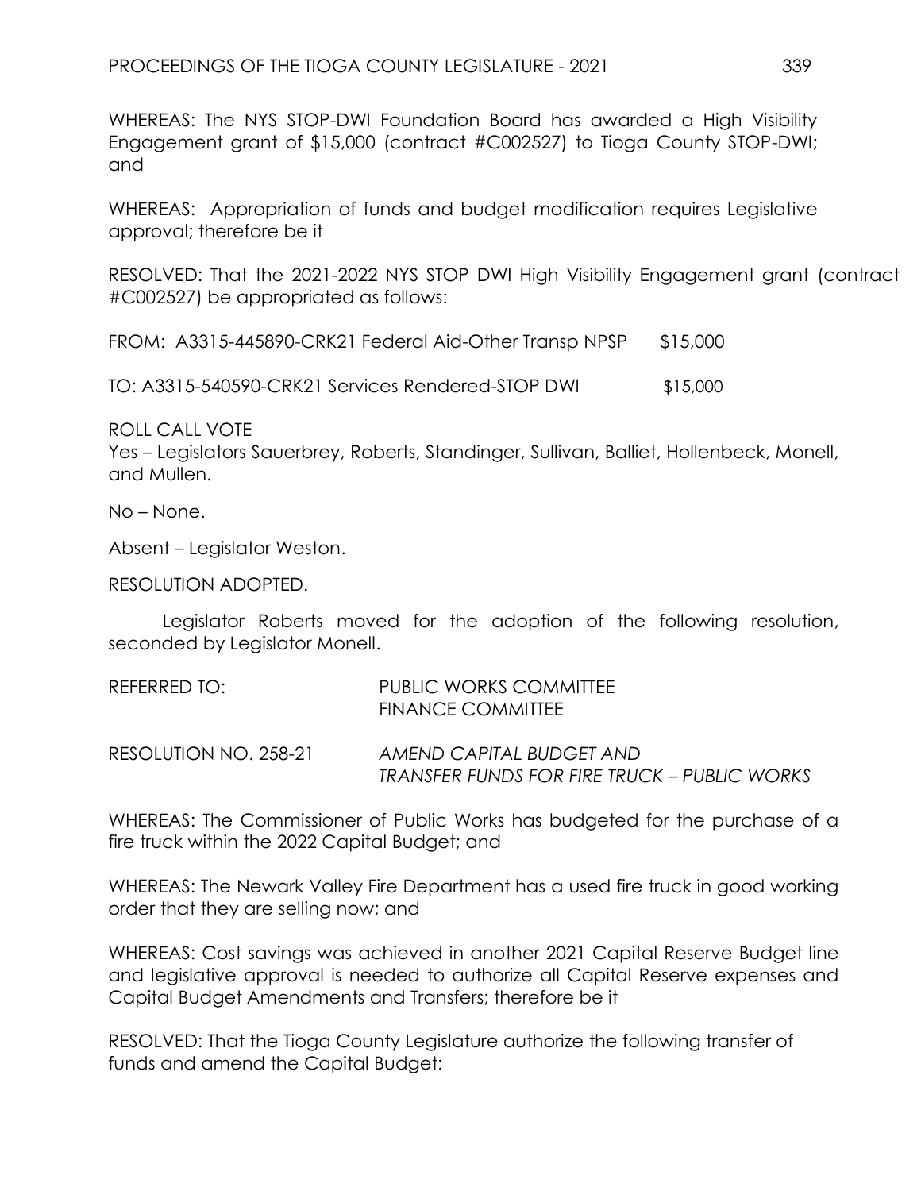WHEREAS: The NYS STOP-DWI Foundation Board has awarded a High Visibility Engagement grant of $15,000 (contract #C002527) to Tioga County STOP-DWI; and

WHEREAS: Appropriation of funds and budget modification requires Legislative approval; therefore be it

RESOLVED: That the 2021-2022 NYS STOP DWI High Visibility Engagement grant (contract #C002527) be appropriated as follows:

FROM: A3315-445890-CRK21 Federal Aid-Other Transp NPSP $15,000

TO: A3315-540590-CRK21 Services Rendered-STOP DWI $15,000

ROLL CALL VOTE
Yes – Legislators Sauerbrey, Roberts, Standinger, Sullivan, Balliet, Hollenbeck, Monell, and Mullen.

No – None.

Absent – Legislator Weston.

RESOLUTION ADOPTED.

Legislator Roberts moved for the adoption of the following resolution, seconded by Legislator Monell.

REFERRED TO: PUBLIC WORKS COMMITTEE
FINANCE COMMITTEE

RESOLUTION NO. 258-21 *AMEND CAPITAL BUDGET AND TRANSFER FUNDS FOR FIRE TRUCK – PUBLIC WORKS*

WHEREAS: The Commissioner of Public Works has budgeted for the purchase of a fire truck within the 2022 Capital Budget; and

WHEREAS: The Newark Valley Fire Department has a used fire truck in good working order that they are selling now; and

WHEREAS: Cost savings was achieved in another 2021 Capital Reserve Budget line and legislative approval is needed to authorize all Capital Reserve expenses and Capital Budget Amendments and Transfers; therefore be it

RESOLVED: That the Tioga County Legislature authorize the following transfer of funds and amend the Capital Budget: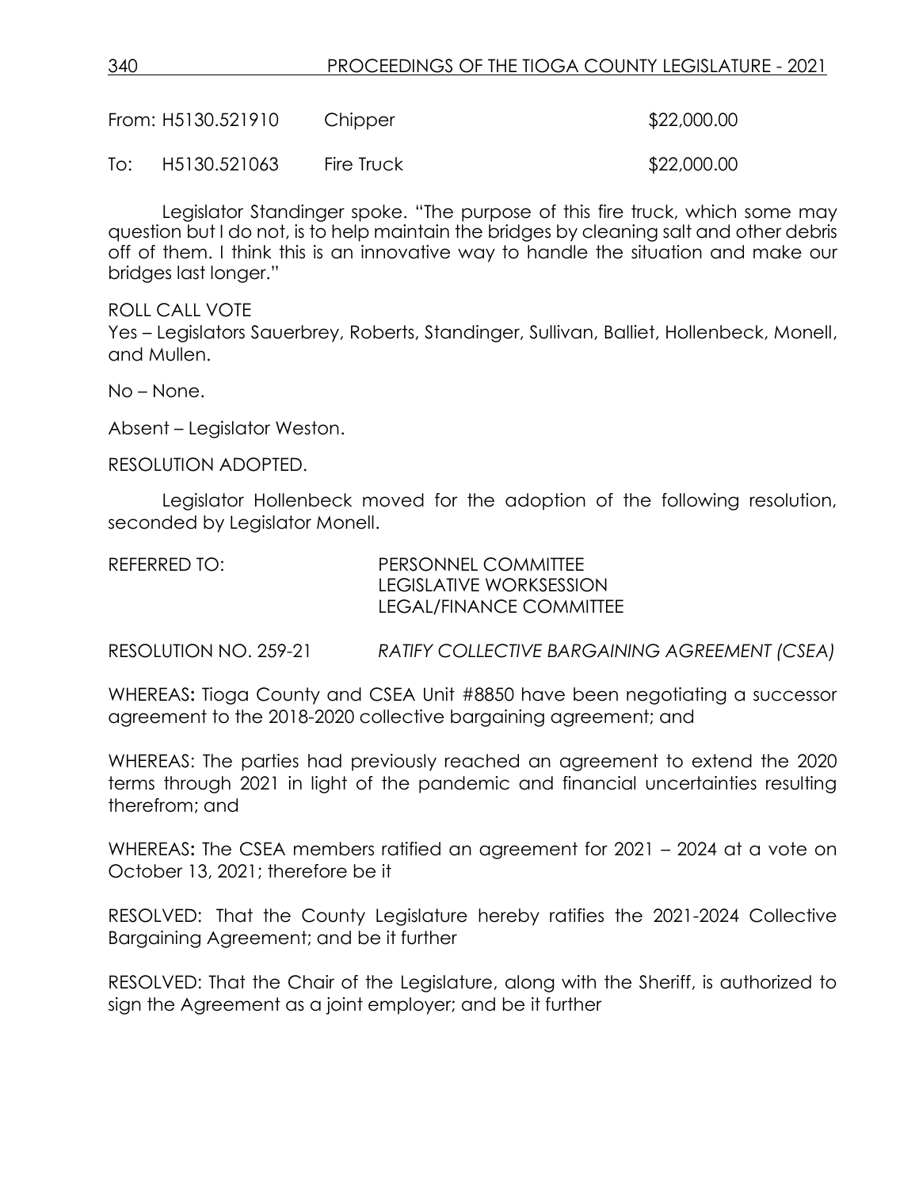| | | | |
|---|---|---|---|
| From: | H5130.521910 | Chipper | $22,000.00 |
| To: | H5130.521063 | Fire Truck | $22,000.00 |

Legislator Standinger spoke. "The purpose of this fire truck, which some may question but I do not, is to help maintain the bridges by cleaning salt and other debris off of them. I think this is an innovative way to handle the situation and make our bridges last longer."

ROLL CALL VOTE
Yes – Legislators Sauerbrey, Roberts, Standinger, Sullivan, Balliet, Hollenbeck, Monell, and Mullen.

No – None.

Absent – Legislator Weston.

RESOLUTION ADOPTED.

Legislator Hollenbeck moved for the adoption of the following resolution, seconded by Legislator Monell.

REFERRED TO: PERSONNEL COMMITTEE
LEGISLATIVE WORKSESSION
LEGAL/FINANCE COMMITTEE

RESOLUTION NO. 259-21 *RATIFY COLLECTIVE BARGAINING AGREEMENT (CSEA)*

WHEREAS**:** Tioga County and CSEA Unit #8850 have been negotiating a successor agreement to the 2018-2020 collective bargaining agreement; and

WHEREAS: The parties had previously reached an agreement to extend the 2020 terms through 2021 in light of the pandemic and financial uncertainties resulting therefrom; and

WHEREAS**:** The CSEA members ratified an agreement for 2021 – 2024 at a vote on October 13, 2021; therefore be it

RESOLVED: That the County Legislature hereby ratifies the 2021-2024 Collective Bargaining Agreement; and be it further

RESOLVED: That the Chair of the Legislature, along with the Sheriff, is authorized to sign the Agreement as a joint employer; and be it further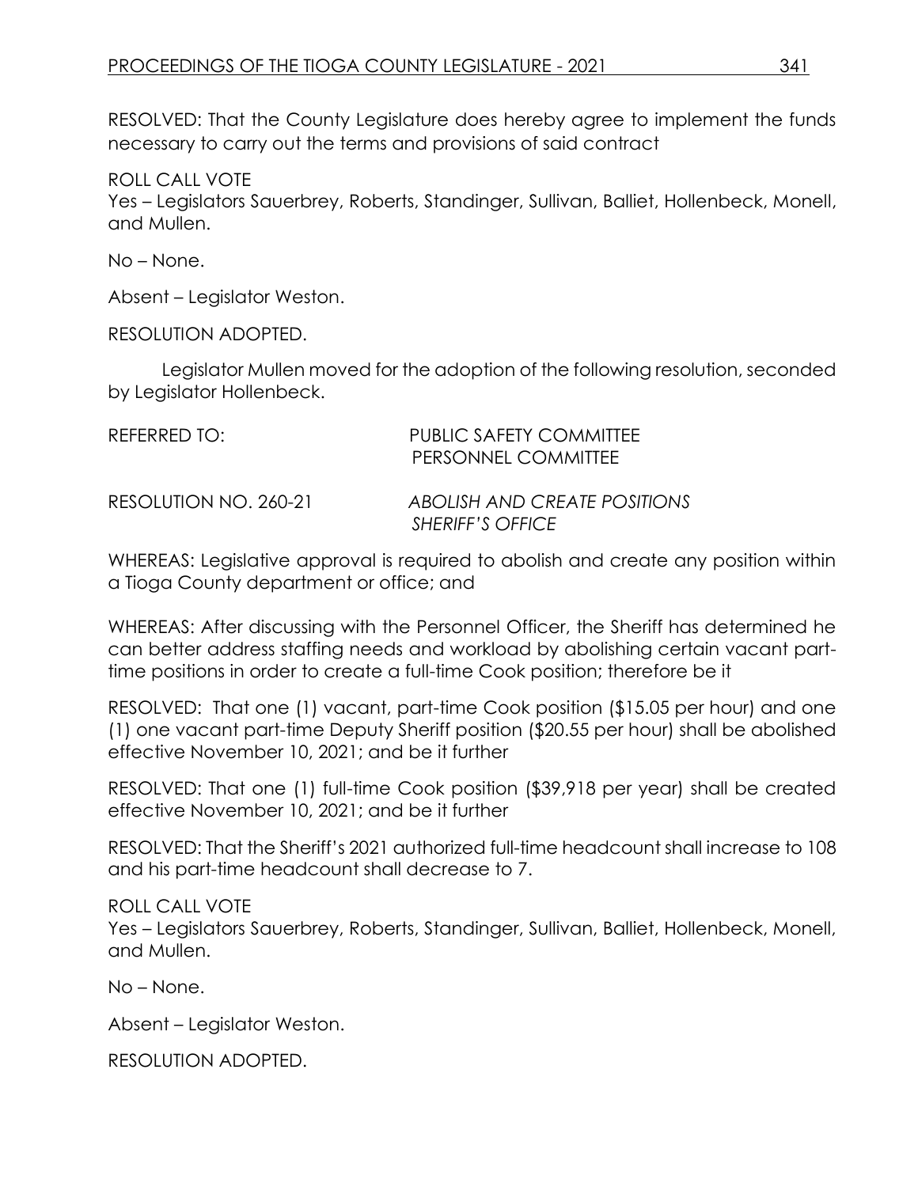RESOLVED: That the County Legislature does hereby agree to implement the funds necessary to carry out the terms and provisions of said contract

ROLL CALL VOTE
Yes – Legislators Sauerbrey, Roberts, Standinger, Sullivan, Balliet, Hollenbeck, Monell, and Mullen.

No – None.

Absent – Legislator Weston.

RESOLUTION ADOPTED.

Legislator Mullen moved for the adoption of the following resolution, seconded by Legislator Hollenbeck.

REFERRED TO: PUBLIC SAFETY COMMITTEE
PERSONNEL COMMITTEE

RESOLUTION NO. 260-21 *ABOLISH AND CREATE POSITIONS SHERIFF'S OFFICE*

WHEREAS: Legislative approval is required to abolish and create any position within a Tioga County department or office; and

WHEREAS: After discussing with the Personnel Officer, the Sheriff has determined he can better address staffing needs and workload by abolishing certain vacant part-time positions in order to create a full-time Cook position; therefore be it

RESOLVED: That one (1) vacant, part-time Cook position ($15.05 per hour) and one (1) one vacant part-time Deputy Sheriff position ($20.55 per hour) shall be abolished effective November 10, 2021; and be it further

RESOLVED: That one (1) full-time Cook position ($39,918 per year) shall be created effective November 10, 2021; and be it further

RESOLVED: That the Sheriff's 2021 authorized full-time headcount shall increase to 108 and his part-time headcount shall decrease to 7.

ROLL CALL VOTE
Yes – Legislators Sauerbrey, Roberts, Standinger, Sullivan, Balliet, Hollenbeck, Monell, and Mullen.

No – None.

Absent – Legislator Weston.

RESOLUTION ADOPTED.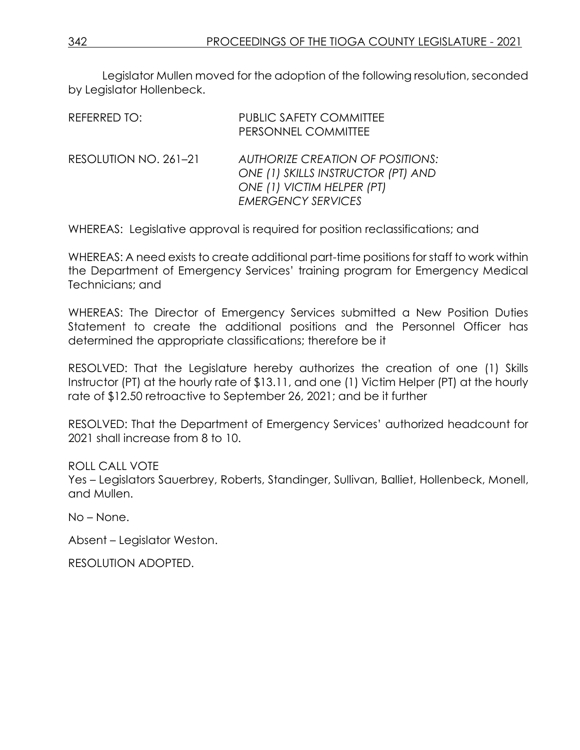Legislator Mullen moved for the adoption of the following resolution, seconded by Legislator Hollenbeck.

REFERRED TO: PUBLIC SAFETY COMMITTEE
PERSONNEL COMMITTEE

RESOLUTION NO. 261–21 *AUTHORIZE CREATION OF POSITIONS: ONE (1) SKILLS INSTRUCTOR (PT) AND ONE (1) VICTIM HELPER (PT) EMERGENCY SERVICES*

WHEREAS: Legislative approval is required for position reclassifications; and

WHEREAS: A need exists to create additional part-time positions for staff to work within the Department of Emergency Services' training program for Emergency Medical Technicians; and

WHEREAS: The Director of Emergency Services submitted a New Position Duties Statement to create the additional positions and the Personnel Officer has determined the appropriate classifications; therefore be it

RESOLVED: That the Legislature hereby authorizes the creation of one (1) Skills Instructor (PT) at the hourly rate of $13.11, and one (1) Victim Helper (PT) at the hourly rate of $12.50 retroactive to September 26, 2021; and be it further

RESOLVED: That the Department of Emergency Services' authorized headcount for 2021 shall increase from 8 to 10.

ROLL CALL VOTE
Yes – Legislators Sauerbrey, Roberts, Standinger, Sullivan, Balliet, Hollenbeck, Monell, and Mullen.

No – None.

Absent – Legislator Weston.

RESOLUTION ADOPTED.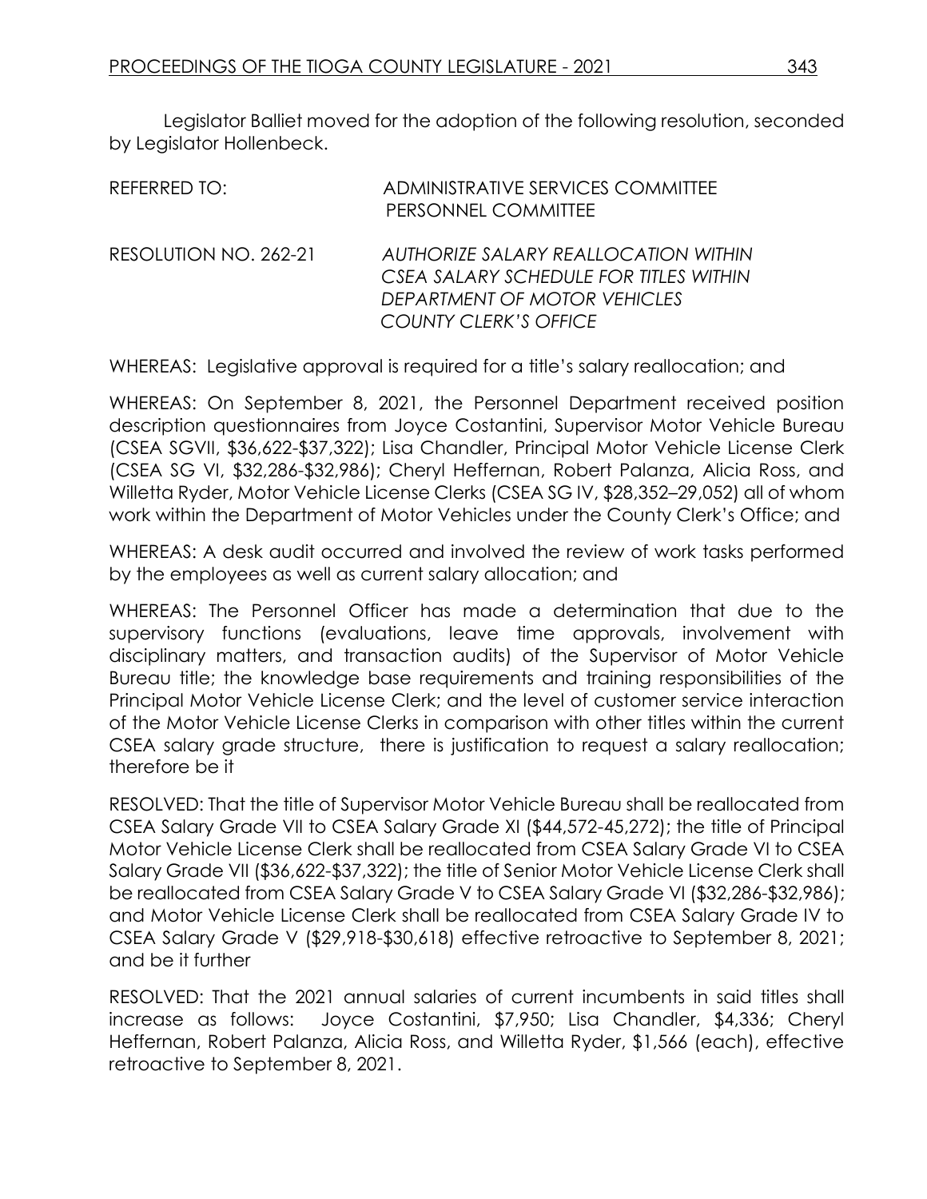Legislator Balliet moved for the adoption of the following resolution, seconded by Legislator Hollenbeck.

REFERRED TO: ADMINISTRATIVE SERVICES COMMITTEE
PERSONNEL COMMITTEE

RESOLUTION NO. 262-21 *AUTHORIZE SALARY REALLOCATION WITHIN CSEA SALARY SCHEDULE FOR TITLES WITHIN DEPARTMENT OF MOTOR VEHICLES COUNTY CLERK'S OFFICE*

WHEREAS: Legislative approval is required for a title's salary reallocation; and

WHEREAS: On September 8, 2021, the Personnel Department received position description questionnaires from Joyce Costantini, Supervisor Motor Vehicle Bureau (CSEA SGVII, $36,622-$37,322); Lisa Chandler, Principal Motor Vehicle License Clerk (CSEA SG VI, $32,286-$32,986); Cheryl Heffernan, Robert Palanza, Alicia Ross, and Willetta Ryder, Motor Vehicle License Clerks (CSEA SG IV, $28,352–29,052) all of whom work within the Department of Motor Vehicles under the County Clerk's Office; and

WHEREAS: A desk audit occurred and involved the review of work tasks performed by the employees as well as current salary allocation; and

WHEREAS: The Personnel Officer has made a determination that due to the supervisory functions (evaluations, leave time approvals, involvement with disciplinary matters, and transaction audits) of the Supervisor of Motor Vehicle Bureau title; the knowledge base requirements and training responsibilities of the Principal Motor Vehicle License Clerk; and the level of customer service interaction of the Motor Vehicle License Clerks in comparison with other titles within the current CSEA salary grade structure, there is justification to request a salary reallocation; therefore be it

RESOLVED: That the title of Supervisor Motor Vehicle Bureau shall be reallocated from CSEA Salary Grade VII to CSEA Salary Grade XI ($44,572-45,272); the title of Principal Motor Vehicle License Clerk shall be reallocated from CSEA Salary Grade VI to CSEA Salary Grade VII ($36,622-$37,322); the title of Senior Motor Vehicle License Clerk shall be reallocated from CSEA Salary Grade V to CSEA Salary Grade VI ($32,286-$32,986); and Motor Vehicle License Clerk shall be reallocated from CSEA Salary Grade IV to CSEA Salary Grade V ($29,918-$30,618) effective retroactive to September 8, 2021; and be it further

RESOLVED: That the 2021 annual salaries of current incumbents in said titles shall increase as follows: Joyce Costantini, $7,950; Lisa Chandler, $4,336; Cheryl Heffernan, Robert Palanza, Alicia Ross, and Willetta Ryder, $1,566 (each), effective retroactive to September 8, 2021.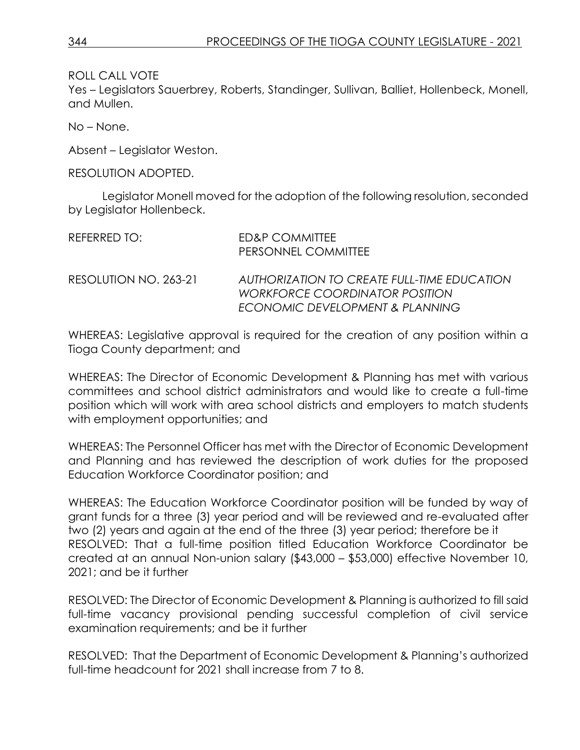ROLL CALL VOTE

Yes – Legislators Sauerbrey, Roberts, Standinger, Sullivan, Balliet, Hollenbeck, Monell, and Mullen.

No – None.

Absent – Legislator Weston.

RESOLUTION ADOPTED.

Legislator Monell moved for the adoption of the following resolution, seconded by Legislator Hollenbeck.

REFERRED TO: ED&P COMMITTEE
PERSONNEL COMMITTEE

RESOLUTION NO. 263-21 *AUTHORIZATION TO CREATE FULL-TIME EDUCATION WORKFORCE COORDINATOR POSITION ECONOMIC DEVELOPMENT & PLANNING*

WHEREAS: Legislative approval is required for the creation of any position within a Tioga County department; and

WHEREAS: The Director of Economic Development & Planning has met with various committees and school district administrators and would like to create a full-time position which will work with area school districts and employers to match students with employment opportunities; and

WHEREAS: The Personnel Officer has met with the Director of Economic Development and Planning and has reviewed the description of work duties for the proposed Education Workforce Coordinator position; and

WHEREAS: The Education Workforce Coordinator position will be funded by way of grant funds for a three (3) year period and will be reviewed and re-evaluated after two (2) years and again at the end of the three (3) year period; therefore be it

RESOLVED: That a full-time position titled Education Workforce Coordinator be created at an annual Non-union salary ($43,000 – $53,000) effective November 10, 2021; and be it further

RESOLVED: The Director of Economic Development & Planning is authorized to fill said full-time vacancy provisional pending successful completion of civil service examination requirements; and be it further

RESOLVED: That the Department of Economic Development & Planning's authorized full-time headcount for 2021 shall increase from 7 to 8.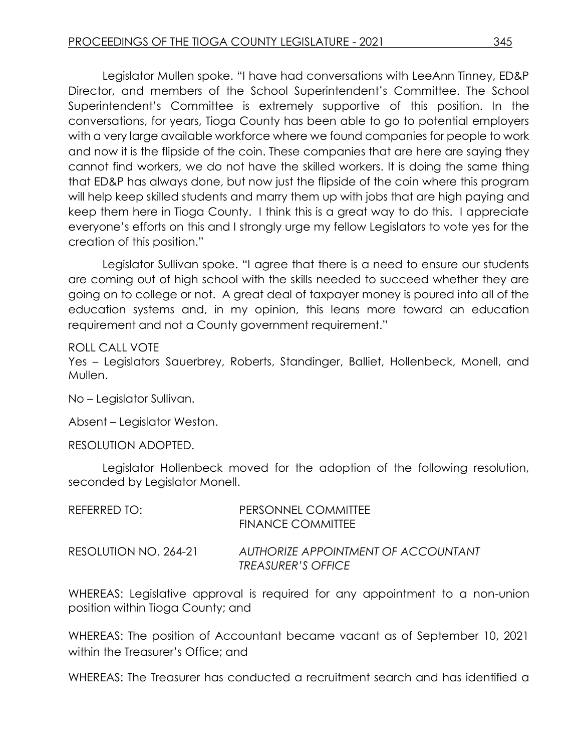Legislator Mullen spoke. "I have had conversations with LeeAnn Tinney, ED&P Director, and members of the School Superintendent's Committee. The School Superintendent's Committee is extremely supportive of this position. In the conversations, for years, Tioga County has been able to go to potential employers with a very large available workforce where we found companies for people to work and now it is the flipside of the coin. These companies that are here are saying they cannot find workers, we do not have the skilled workers. It is doing the same thing that ED&P has always done, but now just the flipside of the coin where this program will help keep skilled students and marry them up with jobs that are high paying and keep them here in Tioga County. I think this is a great way to do this. I appreciate everyone's efforts on this and I strongly urge my fellow Legislators to vote yes for the creation of this position."

Legislator Sullivan spoke. "I agree that there is a need to ensure our students are coming out of high school with the skills needed to succeed whether they are going on to college or not. A great deal of taxpayer money is poured into all of the education systems and, in my opinion, this leans more toward an education requirement and not a County government requirement."

ROLL CALL VOTE
Yes – Legislators Sauerbrey, Roberts, Standinger, Balliet, Hollenbeck, Monell, and Mullen.

No – Legislator Sullivan.

Absent – Legislator Weston.

RESOLUTION ADOPTED.

Legislator Hollenbeck moved for the adoption of the following resolution, seconded by Legislator Monell.

REFERRED TO: PERSONNEL COMMITTEE
FINANCE COMMITTEE

RESOLUTION NO. 264-21 *AUTHORIZE APPOINTMENT OF ACCOUNTANT TREASURER'S OFFICE*

WHEREAS: Legislative approval is required for any appointment to a non-union position within Tioga County; and

WHEREAS: The position of Accountant became vacant as of September 10, 2021 within the Treasurer's Office; and

WHEREAS: The Treasurer has conducted a recruitment search and has identified a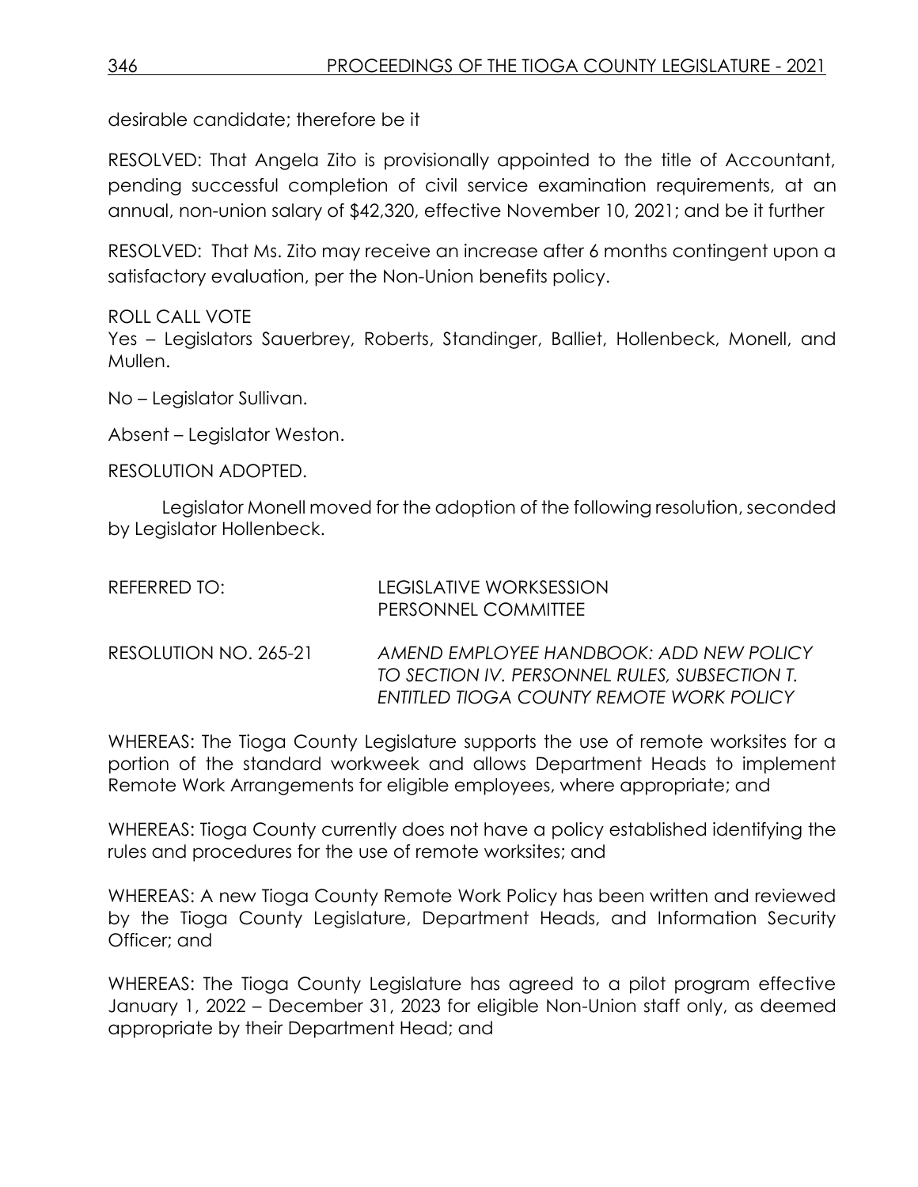desirable candidate; therefore be it

RESOLVED: That Angela Zito is provisionally appointed to the title of Accountant, pending successful completion of civil service examination requirements, at an annual, non-union salary of $42,320, effective November 10, 2021; and be it further

RESOLVED: That Ms. Zito may receive an increase after 6 months contingent upon a satisfactory evaluation, per the Non-Union benefits policy.

ROLL CALL VOTE
Yes – Legislators Sauerbrey, Roberts, Standinger, Balliet, Hollenbeck, Monell, and Mullen.

No – Legislator Sullivan.

Absent – Legislator Weston.

RESOLUTION ADOPTED.

Legislator Monell moved for the adoption of the following resolution, seconded by Legislator Hollenbeck.

REFERRED TO: LEGISLATIVE WORKSESSION
PERSONNEL COMMITTEE

RESOLUTION NO. 265-21 *AMEND EMPLOYEE HANDBOOK: ADD NEW POLICY TO SECTION IV. PERSONNEL RULES, SUBSECTION T. ENTITLED TIOGA COUNTY REMOTE WORK POLICY*

WHEREAS: The Tioga County Legislature supports the use of remote worksites for a portion of the standard workweek and allows Department Heads to implement Remote Work Arrangements for eligible employees, where appropriate; and

WHEREAS: Tioga County currently does not have a policy established identifying the rules and procedures for the use of remote worksites; and

WHEREAS: A new Tioga County Remote Work Policy has been written and reviewed by the Tioga County Legislature, Department Heads, and Information Security Officer; and

WHEREAS: The Tioga County Legislature has agreed to a pilot program effective January 1, 2022 – December 31, 2023 for eligible Non-Union staff only, as deemed appropriate by their Department Head; and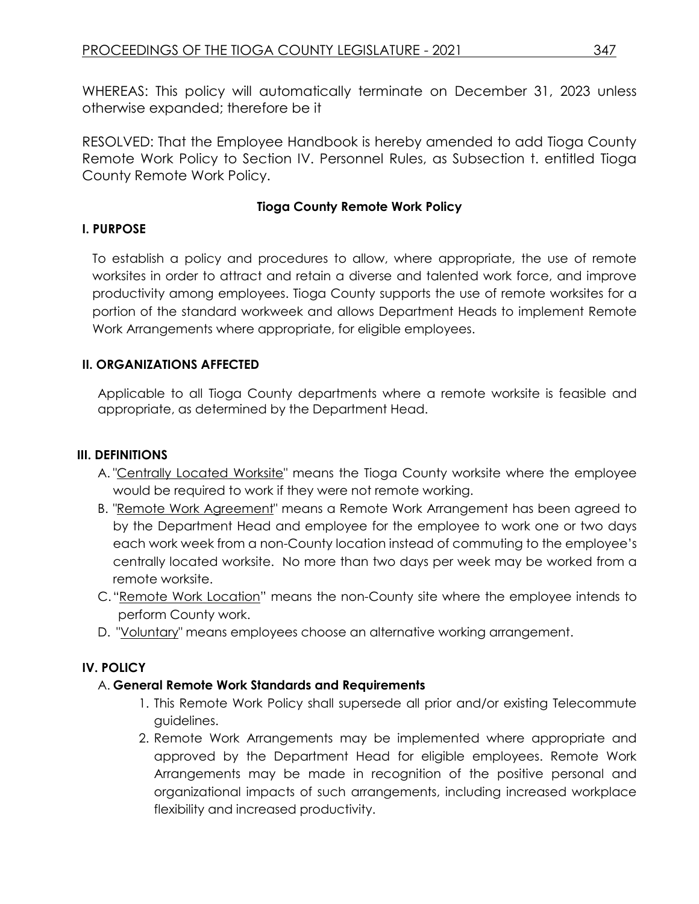WHEREAS: This policy will automatically terminate on December 31, 2023 unless otherwise expanded; therefore be it

RESOLVED: That the Employee Handbook is hereby amended to add Tioga County Remote Work Policy to Section IV. Personnel Rules, as Subsection t. entitled Tioga County Remote Work Policy.

**Tioga County Remote Work Policy**

**I. PURPOSE**

To establish a policy and procedures to allow, where appropriate, the use of remote worksites in order to attract and retain a diverse and talented work force, and improve productivity among employees. Tioga County supports the use of remote worksites for a portion of the standard workweek and allows Department Heads to implement Remote Work Arrangements where appropriate, for eligible employees.

**II. ORGANIZATIONS AFFECTED**

Applicable to all Tioga County departments where a remote worksite is feasible and appropriate, as determined by the Department Head.

**III. DEFINITIONS**

A. "Centrally Located Worksite" means the Tioga County worksite where the employee would be required to work if they were not remote working.

B. "Remote Work Agreement" means a Remote Work Arrangement has been agreed to by the Department Head and employee for the employee to work one or two days each work week from a non-County location instead of commuting to the employee's centrally located worksite. No more than two days per week may be worked from a remote worksite.

C. "Remote Work Location" means the non-County site where the employee intends to perform County work.

D. "Voluntary" means employees choose an alternative working arrangement.

**IV. POLICY**

A. **General Remote Work Standards and Requirements**

1. This Remote Work Policy shall supersede all prior and/or existing Telecommute guidelines.
2. Remote Work Arrangements may be implemented where appropriate and approved by the Department Head for eligible employees. Remote Work Arrangements may be made in recognition of the positive personal and organizational impacts of such arrangements, including increased workplace flexibility and increased productivity.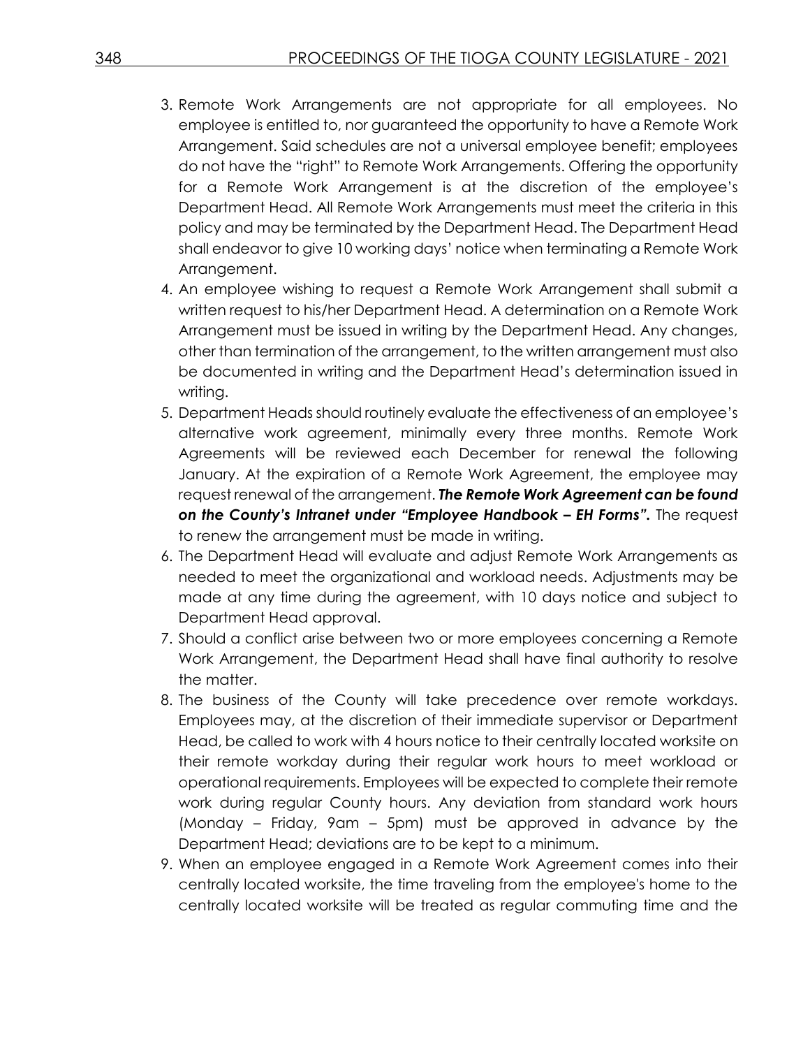3. Remote Work Arrangements are not appropriate for all employees. No employee is entitled to, nor guaranteed the opportunity to have a Remote Work Arrangement. Said schedules are not a universal employee benefit; employees do not have the "right" to Remote Work Arrangements. Offering the opportunity for a Remote Work Arrangement is at the discretion of the employee's Department Head. All Remote Work Arrangements must meet the criteria in this policy and may be terminated by the Department Head. The Department Head shall endeavor to give 10 working days' notice when terminating a Remote Work Arrangement.
4. An employee wishing to request a Remote Work Arrangement shall submit a written request to his/her Department Head. A determination on a Remote Work Arrangement must be issued in writing by the Department Head. Any changes, other than termination of the arrangement, to the written arrangement must also be documented in writing and the Department Head's determination issued in writing.
5. Department Heads should routinely evaluate the effectiveness of an employee's alternative work agreement, minimally every three months. Remote Work Agreements will be reviewed each December for renewal the following January. At the expiration of a Remote Work Agreement, the employee may request renewal of the arrangement. ***The Remote Work Agreement can be found on the County's Intranet under "Employee Handbook – EH Forms".*** The request to renew the arrangement must be made in writing.
6. The Department Head will evaluate and adjust Remote Work Arrangements as needed to meet the organizational and workload needs. Adjustments may be made at any time during the agreement, with 10 days notice and subject to Department Head approval.
7. Should a conflict arise between two or more employees concerning a Remote Work Arrangement, the Department Head shall have final authority to resolve the matter.
8. The business of the County will take precedence over remote workdays. Employees may, at the discretion of their immediate supervisor or Department Head, be called to work with 4 hours notice to their centrally located worksite on their remote workday during their regular work hours to meet workload or operational requirements. Employees will be expected to complete their remote work during regular County hours. Any deviation from standard work hours (Monday – Friday, 9am – 5pm) must be approved in advance by the Department Head; deviations are to be kept to a minimum.
9. When an employee engaged in a Remote Work Agreement comes into their centrally located worksite, the time traveling from the employee's home to the centrally located worksite will be treated as regular commuting time and the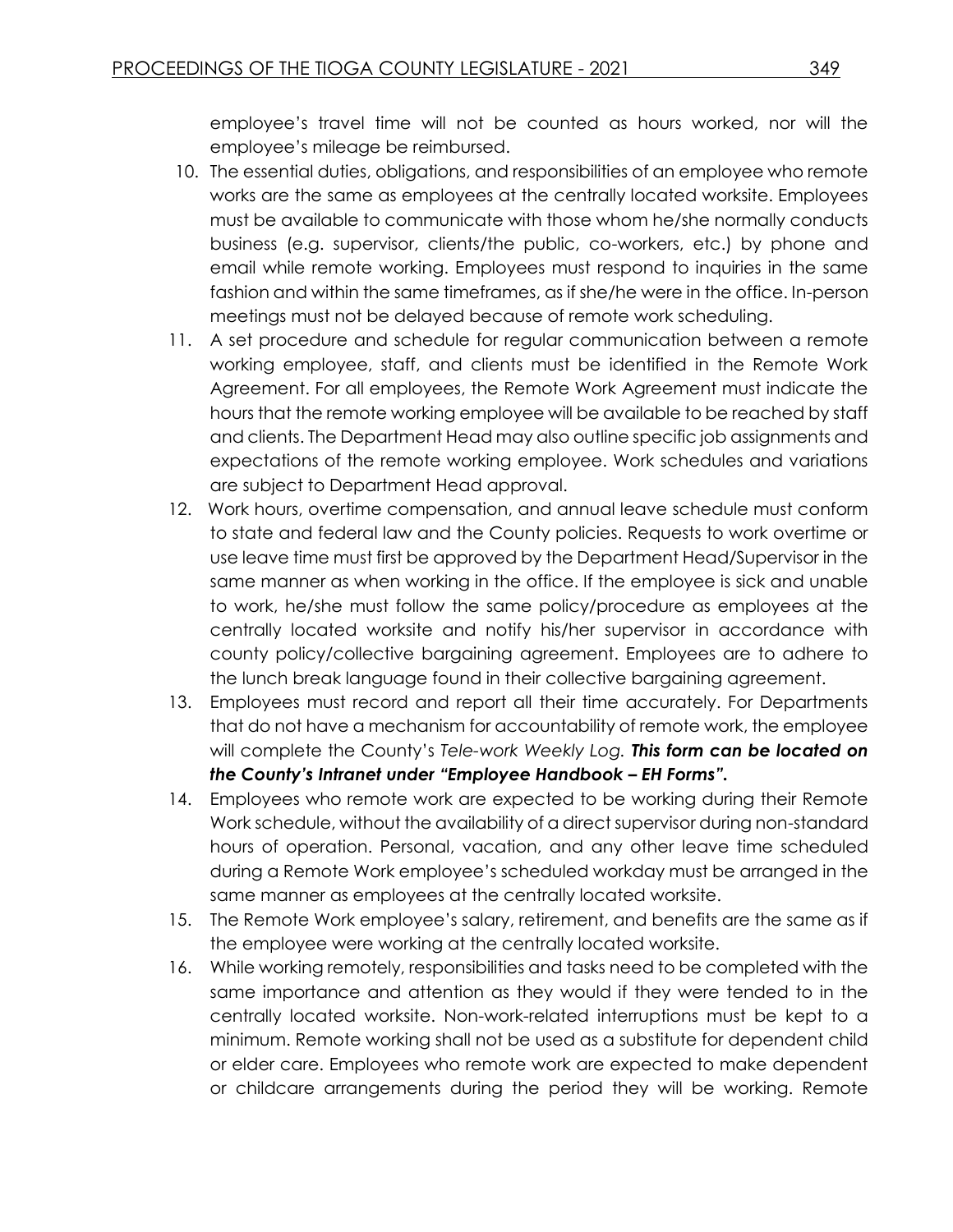employee's travel time will not be counted as hours worked, nor will the employee's mileage be reimbursed.

10. The essential duties, obligations, and responsibilities of an employee who remote works are the same as employees at the centrally located worksite. Employees must be available to communicate with those whom he/she normally conducts business (e.g. supervisor, clients/the public, co-workers, etc.) by phone and email while remote working. Employees must respond to inquiries in the same fashion and within the same timeframes, as if she/he were in the office. In-person meetings must not be delayed because of remote work scheduling.
11. A set procedure and schedule for regular communication between a remote working employee, staff, and clients must be identified in the Remote Work Agreement. For all employees, the Remote Work Agreement must indicate the hours that the remote working employee will be available to be reached by staff and clients. The Department Head may also outline specific job assignments and expectations of the remote working employee. Work schedules and variations are subject to Department Head approval.
12. Work hours, overtime compensation, and annual leave schedule must conform to state and federal law and the County policies. Requests to work overtime or use leave time must first be approved by the Department Head/Supervisor in the same manner as when working in the office. If the employee is sick and unable to work, he/she must follow the same policy/procedure as employees at the centrally located worksite and notify his/her supervisor in accordance with county policy/collective bargaining agreement. Employees are to adhere to the lunch break language found in their collective bargaining agreement.
13. Employees must record and report all their time accurately. For Departments that do not have a mechanism for accountability of remote work, the employee will complete the County's *Tele-work Weekly Log.* ***This form can be located on the County's Intranet under "Employee Handbook – EH Forms".***
14. Employees who remote work are expected to be working during their Remote Work schedule, without the availability of a direct supervisor during non-standard hours of operation. Personal, vacation, and any other leave time scheduled during a Remote Work employee's scheduled workday must be arranged in the same manner as employees at the centrally located worksite.
15. The Remote Work employee's salary, retirement, and benefits are the same as if the employee were working at the centrally located worksite.
16. While working remotely, responsibilities and tasks need to be completed with the same importance and attention as they would if they were tended to in the centrally located worksite. Non-work-related interruptions must be kept to a minimum. Remote working shall not be used as a substitute for dependent child or elder care. Employees who remote work are expected to make dependent or childcare arrangements during the period they will be working. Remote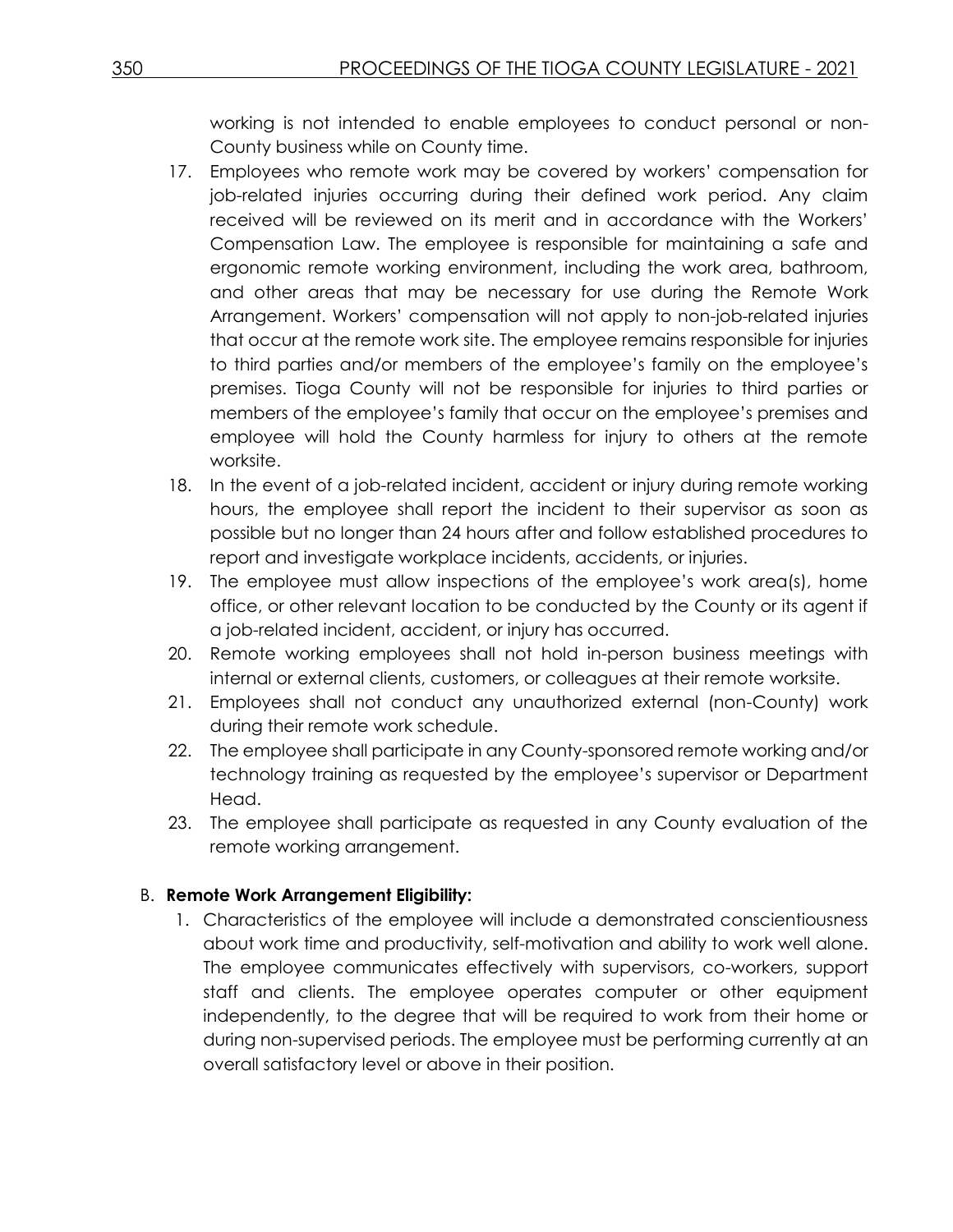working is not intended to enable employees to conduct personal or non-County business while on County time.

17. Employees who remote work may be covered by workers' compensation for job-related injuries occurring during their defined work period. Any claim received will be reviewed on its merit and in accordance with the Workers' Compensation Law. The employee is responsible for maintaining a safe and ergonomic remote working environment, including the work area, bathroom, and other areas that may be necessary for use during the Remote Work Arrangement. Workers' compensation will not apply to non-job-related injuries that occur at the remote work site. The employee remains responsible for injuries to third parties and/or members of the employee's family on the employee's premises. Tioga County will not be responsible for injuries to third parties or members of the employee's family that occur on the employee's premises and employee will hold the County harmless for injury to others at the remote worksite.
18. In the event of a job-related incident, accident or injury during remote working hours, the employee shall report the incident to their supervisor as soon as possible but no longer than 24 hours after and follow established procedures to report and investigate workplace incidents, accidents, or injuries.
19. The employee must allow inspections of the employee's work area(s), home office, or other relevant location to be conducted by the County or its agent if a job-related incident, accident, or injury has occurred.
20. Remote working employees shall not hold in-person business meetings with internal or external clients, customers, or colleagues at their remote worksite.
21. Employees shall not conduct any unauthorized external (non-County) work during their remote work schedule.
22. The employee shall participate in any County-sponsored remote working and/or technology training as requested by the employee's supervisor or Department Head.
23. The employee shall participate as requested in any County evaluation of the remote working arrangement.

B. **Remote Work Arrangement Eligibility:**

1. Characteristics of the employee will include a demonstrated conscientiousness about work time and productivity, self-motivation and ability to work well alone. The employee communicates effectively with supervisors, co-workers, support staff and clients. The employee operates computer or other equipment independently, to the degree that will be required to work from their home or during non-supervised periods. The employee must be performing currently at an overall satisfactory level or above in their position.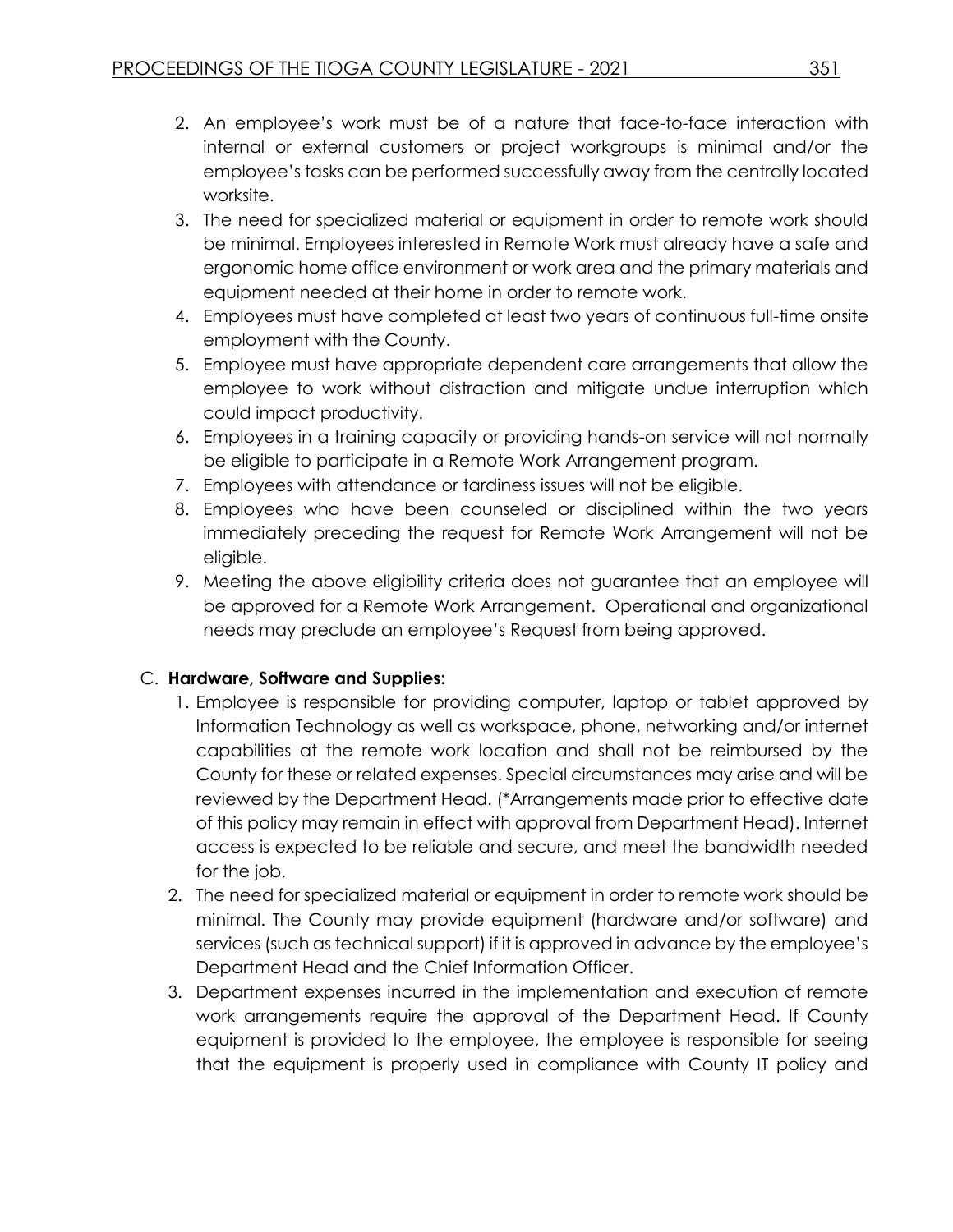2. An employee's work must be of a nature that face-to-face interaction with internal or external customers or project workgroups is minimal and/or the employee's tasks can be performed successfully away from the centrally located worksite.
3. The need for specialized material or equipment in order to remote work should be minimal. Employees interested in Remote Work must already have a safe and ergonomic home office environment or work area and the primary materials and equipment needed at their home in order to remote work.
4. Employees must have completed at least two years of continuous full-time onsite employment with the County.
5. Employee must have appropriate dependent care arrangements that allow the employee to work without distraction and mitigate undue interruption which could impact productivity.
6. Employees in a training capacity or providing hands-on service will not normally be eligible to participate in a Remote Work Arrangement program.
7. Employees with attendance or tardiness issues will not be eligible.
8. Employees who have been counseled or disciplined within the two years immediately preceding the request for Remote Work Arrangement will not be eligible.
9. Meeting the above eligibility criteria does not guarantee that an employee will be approved for a Remote Work Arrangement. Operational and organizational needs may preclude an employee's Request from being approved.

C. **Hardware, Software and Supplies:**

1. Employee is responsible for providing computer, laptop or tablet approved by Information Technology as well as workspace, phone, networking and/or internet capabilities at the remote work location and shall not be reimbursed by the County for these or related expenses. Special circumstances may arise and will be reviewed by the Department Head. (*Arrangements made prior to effective date of this policy may remain in effect with approval from Department Head). Internet access is expected to be reliable and secure, and meet the bandwidth needed for the job.
2. The need for specialized material or equipment in order to remote work should be minimal. The County may provide equipment (hardware and/or software) and services (such as technical support) if it is approved in advance by the employee's Department Head and the Chief Information Officer.
3. Department expenses incurred in the implementation and execution of remote work arrangements require the approval of the Department Head. If County equipment is provided to the employee, the employee is responsible for seeing that the equipment is properly used in compliance with County IT policy and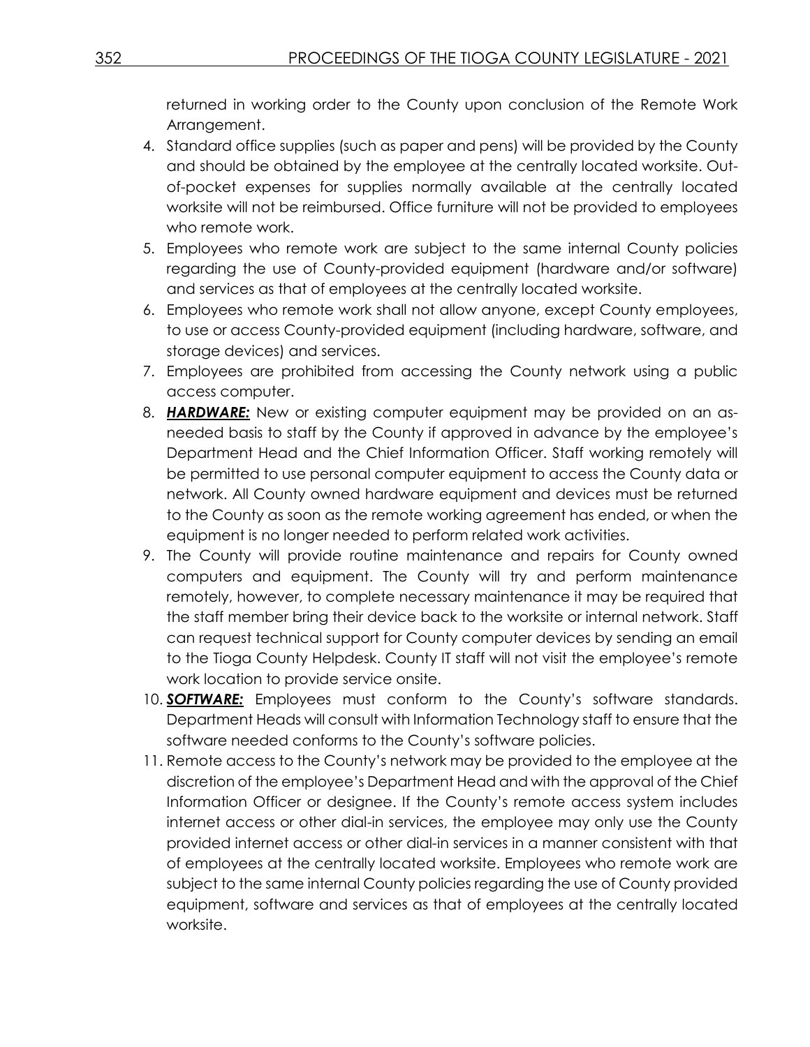returned in working order to the County upon conclusion of the Remote Work Arrangement.

4. Standard office supplies (such as paper and pens) will be provided by the County and should be obtained by the employee at the centrally located worksite. Out-of-pocket expenses for supplies normally available at the centrally located worksite will not be reimbursed. Office furniture will not be provided to employees who remote work.
5. Employees who remote work are subject to the same internal County policies regarding the use of County-provided equipment (hardware and/or software) and services as that of employees at the centrally located worksite.
6. Employees who remote work shall not allow anyone, except County employees, to use or access County-provided equipment (including hardware, software, and storage devices) and services.
7. Employees are prohibited from accessing the County network using a public access computer.
8. ***HARDWARE:*** New or existing computer equipment may be provided on an as-needed basis to staff by the County if approved in advance by the employee's Department Head and the Chief Information Officer. Staff working remotely will be permitted to use personal computer equipment to access the County data or network. All County owned hardware equipment and devices must be returned to the County as soon as the remote working agreement has ended, or when the equipment is no longer needed to perform related work activities.
9. The County will provide routine maintenance and repairs for County owned computers and equipment. The County will try and perform maintenance remotely, however, to complete necessary maintenance it may be required that the staff member bring their device back to the worksite or internal network. Staff can request technical support for County computer devices by sending an email to the Tioga County Helpdesk. County IT staff will not visit the employee's remote work location to provide service onsite.
10. ***SOFTWARE:*** Employees must conform to the County's software standards. Department Heads will consult with Information Technology staff to ensure that the software needed conforms to the County's software policies.
11. Remote access to the County's network may be provided to the employee at the discretion of the employee's Department Head and with the approval of the Chief Information Officer or designee. If the County's remote access system includes internet access or other dial-in services, the employee may only use the County provided internet access or other dial-in services in a manner consistent with that of employees at the centrally located worksite. Employees who remote work are subject to the same internal County policies regarding the use of County provided equipment, software and services as that of employees at the centrally located worksite.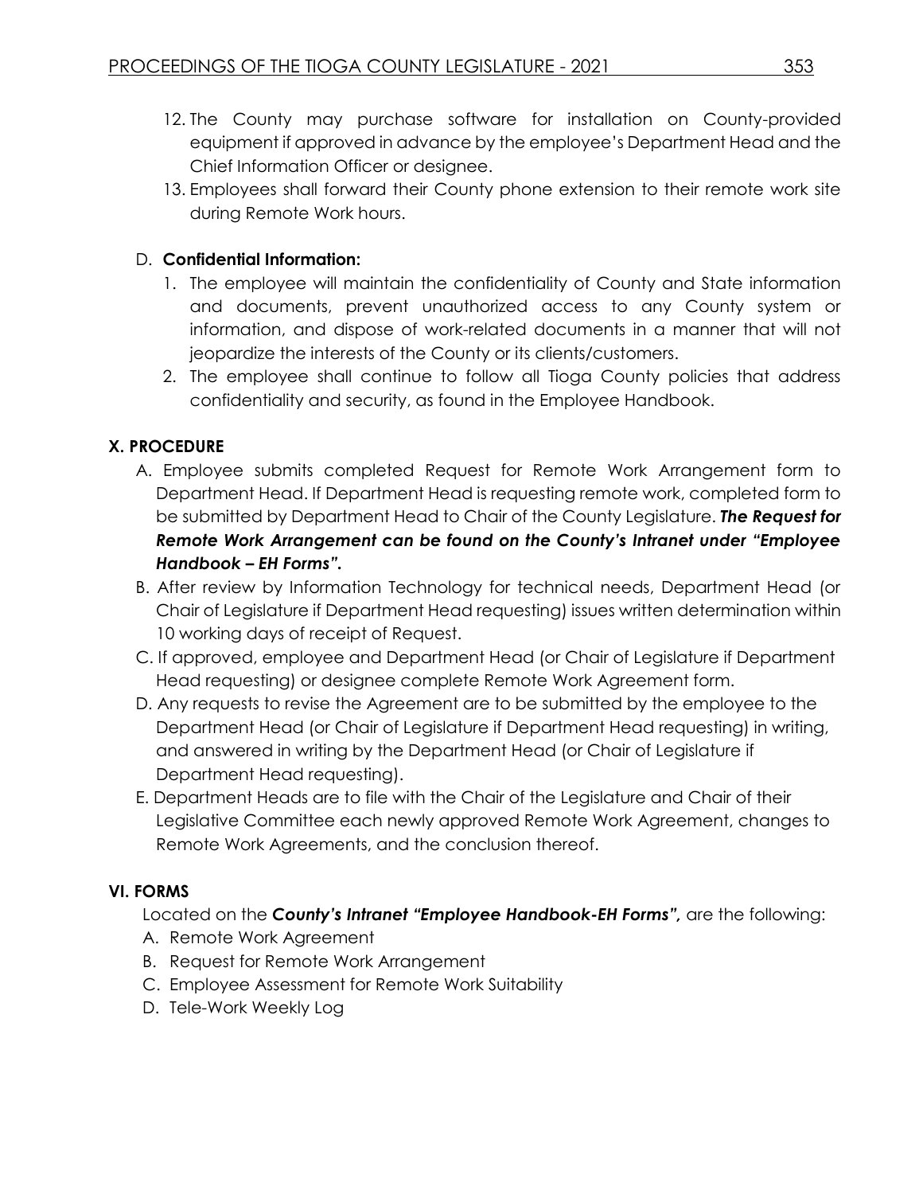12. The County may purchase software for installation on County-provided equipment if approved in advance by the employee's Department Head and the Chief Information Officer or designee.
13. Employees shall forward their County phone extension to their remote work site during Remote Work hours.

D. **Confidential Information:**

1. The employee will maintain the confidentiality of County and State information and documents, prevent unauthorized access to any County system or information, and dispose of work-related documents in a manner that will not jeopardize the interests of the County or its clients/customers.
2. The employee shall continue to follow all Tioga County policies that address confidentiality and security, as found in the Employee Handbook.

**X. PROCEDURE**

A. Employee submits completed Request for Remote Work Arrangement form to Department Head. If Department Head is requesting remote work, completed form to be submitted by Department Head to Chair of the County Legislature. ***The Request for Remote Work Arrangement can be found on the County's Intranet under "Employee Handbook – EH Forms".***

B. After review by Information Technology for technical needs, Department Head (or Chair of Legislature if Department Head requesting) issues written determination within 10 working days of receipt of Request.

C. If approved, employee and Department Head (or Chair of Legislature if Department Head requesting) or designee complete Remote Work Agreement form.

D. Any requests to revise the Agreement are to be submitted by the employee to the Department Head (or Chair of Legislature if Department Head requesting) in writing, and answered in writing by the Department Head (or Chair of Legislature if Department Head requesting).

E. Department Heads are to file with the Chair of the Legislature and Chair of their Legislative Committee each newly approved Remote Work Agreement, changes to Remote Work Agreements, and the conclusion thereof.

**VI. FORMS**

Located on the ***County's Intranet "Employee Handbook-EH Forms",*** are the following:

A. Remote Work Agreement
B. Request for Remote Work Arrangement
C. Employee Assessment for Remote Work Suitability
D. Tele-Work Weekly Log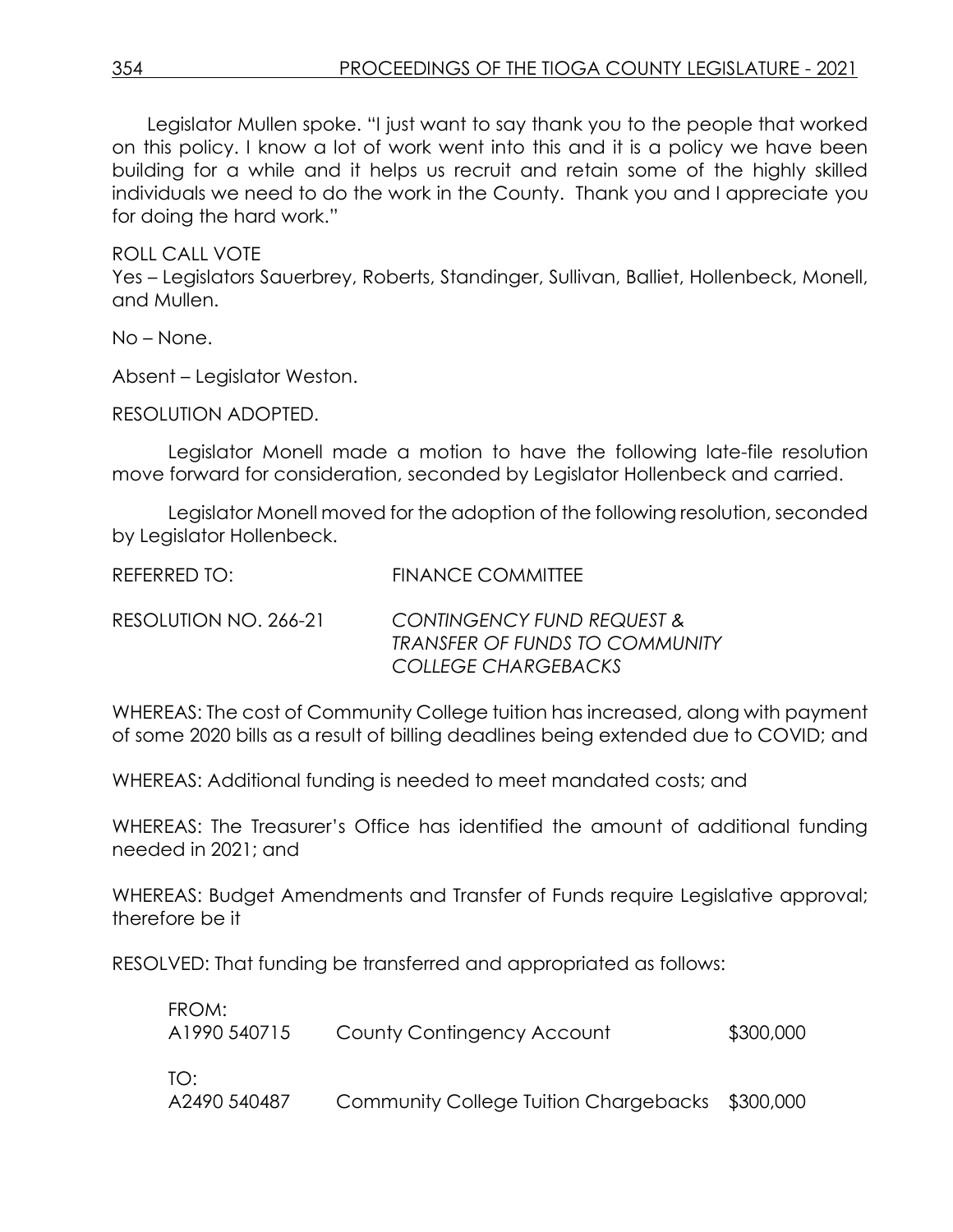Legislator Mullen spoke. "I just want to say thank you to the people that worked on this policy. I know a lot of work went into this and it is a policy we have been building for a while and it helps us recruit and retain some of the highly skilled individuals we need to do the work in the County. Thank you and I appreciate you for doing the hard work."

ROLL CALL VOTE
Yes – Legislators Sauerbrey, Roberts, Standinger, Sullivan, Balliet, Hollenbeck, Monell, and Mullen.

No – None.

Absent – Legislator Weston.

RESOLUTION ADOPTED.

Legislator Monell made a motion to have the following late-file resolution move forward for consideration, seconded by Legislator Hollenbeck and carried.

Legislator Monell moved for the adoption of the following resolution, seconded by Legislator Hollenbeck.

REFERRED TO: FINANCE COMMITTEE

RESOLUTION NO. 266-21 *CONTINGENCY FUND REQUEST & TRANSFER OF FUNDS TO COMMUNITY COLLEGE CHARGEBACKS*

WHEREAS: The cost of Community College tuition has increased, along with payment of some 2020 bills as a result of billing deadlines being extended due to COVID; and

WHEREAS: Additional funding is needed to meet mandated costs; and

WHEREAS: The Treasurer's Office has identified the amount of additional funding needed in 2021; and

WHEREAS: Budget Amendments and Transfer of Funds require Legislative approval; therefore be it

RESOLVED: That funding be transferred and appropriated as follows:

| | | |
|---|---|---|
| FROM: | | |
| A1990 540715 | County Contingency Account | \$300,000 |
| TO: | | |
| A2490 540487 | Community College Tuition Chargebacks | \$300,000 |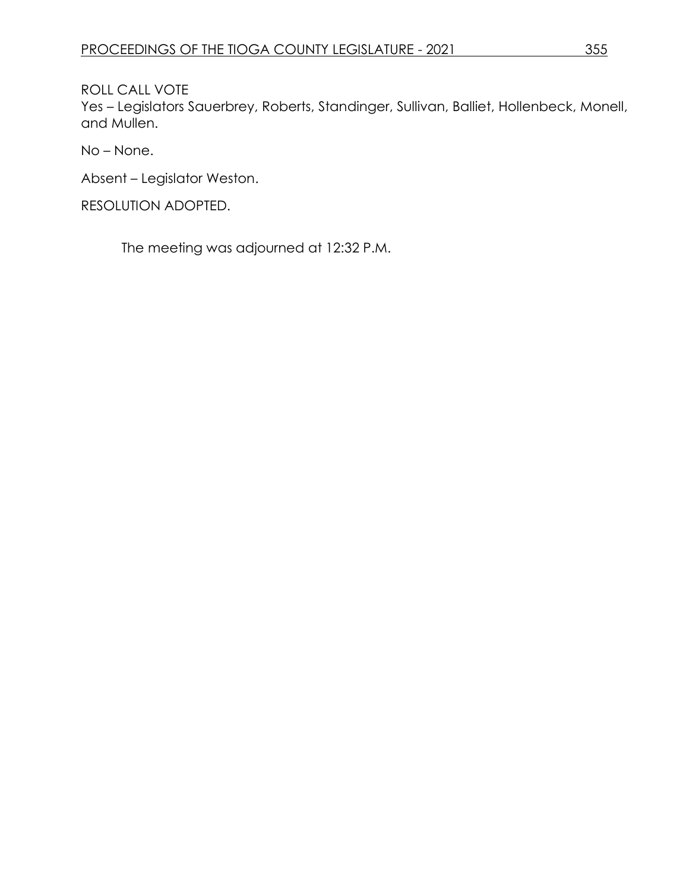ROLL CALL VOTE
Yes – Legislators Sauerbrey, Roberts, Standinger, Sullivan, Balliet, Hollenbeck, Monell, and Mullen.

No – None.

Absent – Legislator Weston.

RESOLUTION ADOPTED.

The meeting was adjourned at 12:32 P.M.